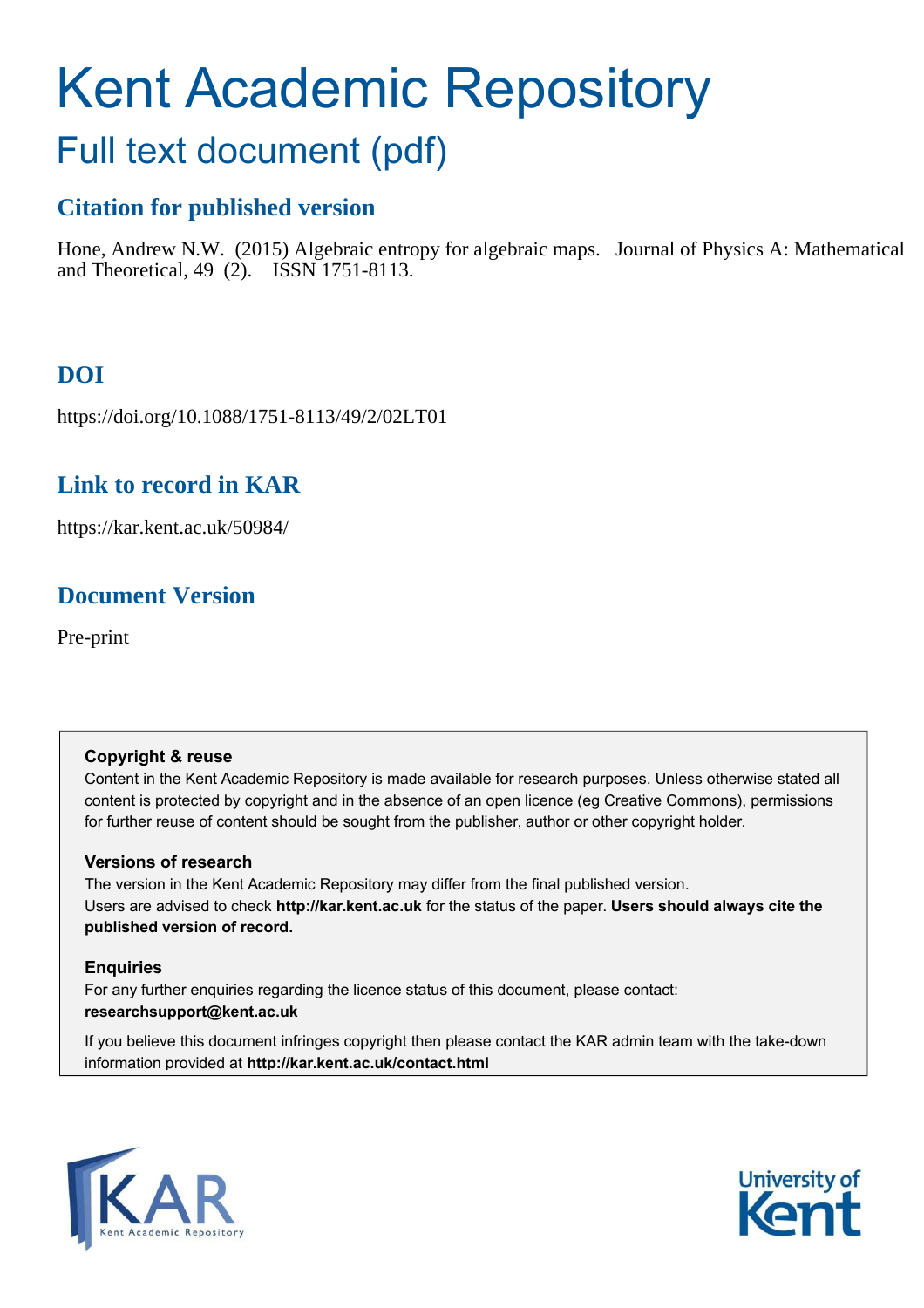# Kent Academic Repository

## Full text document (pdf)

### Citation for published version

Hone, Andrew N.W. (2015) Algebraic entropy for algebraic maps. Journal of Physics A: Mathematical and Theoretical, 49 (2). ISSN 1751-8113.

### DOI

https://doi.org/10.1088/1751-8113/49/2/02LT01

### Link to record in KAR

https://kar.kent.ac.uk/50984/

### Document Version

Pre-print

**Copyright & reuse**

Content in the Kent Academic Repository is made available for research purposes. Unless otherwise stated all content is protected by copyright and in the absence of an open licence (eg Creative Commons), permissions for further reuse of content should be sought from the publisher, author or other copyright holder.

**Versions of research**

The version in the Kent Academic Repository may differ from the final published version. Users are advised to check **http://kar.kent.ac.uk** for the status of the paper. **Users should always cite the published version of record.**

**Enquiries**

For any further enquiries regarding the licence status of this document, please contact: **researchsupport@kent.ac.uk**

If you believe this document infringes copyright then please contact the KAR admin team with the take-down information provided at **http://kar.kent.ac.uk/contact.html**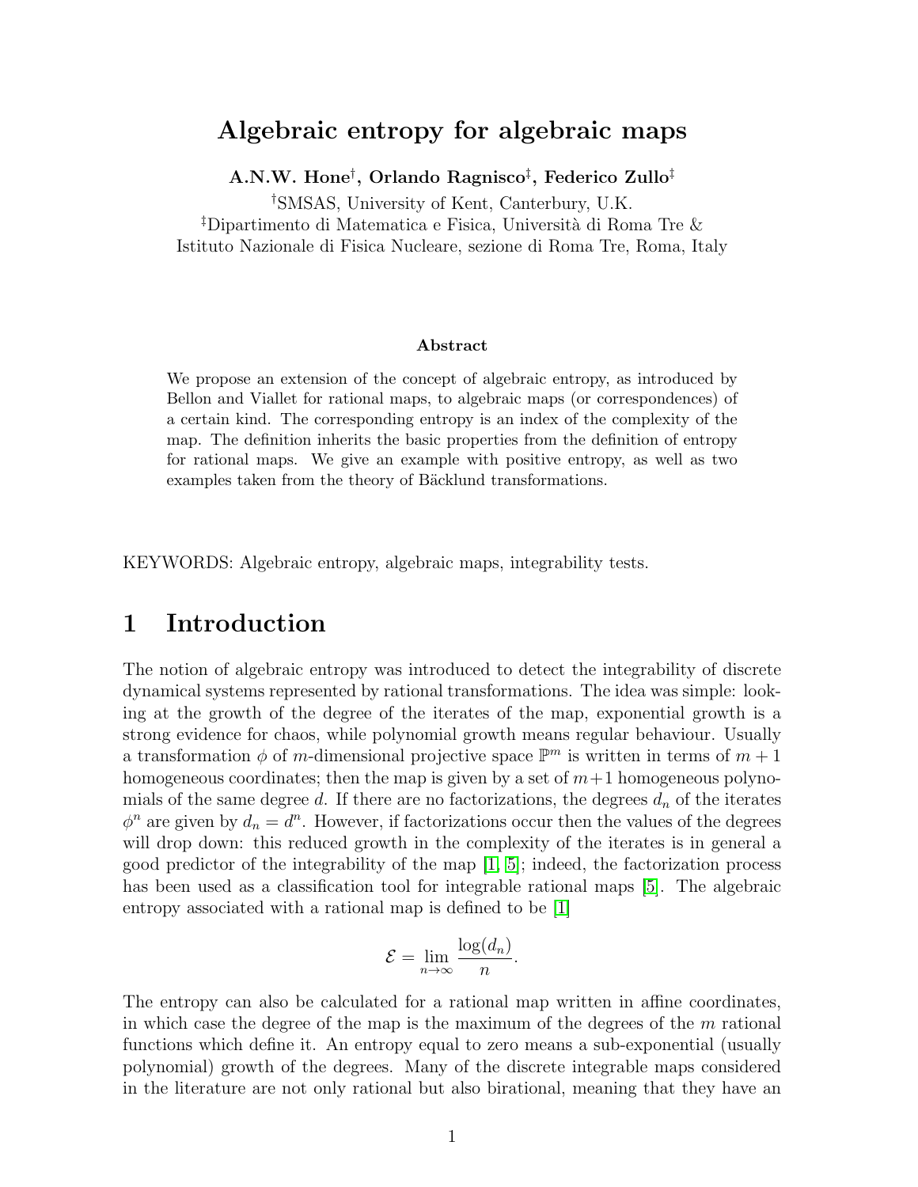# Algebraic entropy for algebraic maps

**A.N.W. Hone**[†], **Orlando Ragnisco**[‡], **Federico Zullo**[‡]

[†]SMSAS, University of Kent, Canterbury, U.K.

[‡]Dipartimento di Matematica e Fisica, Università di Roma Tre & Istituto Nazionale di Fisica Nucleare, sezione di Roma Tre, Roma, Italy

### Abstract

We propose an extension of the concept of algebraic entropy, as introduced by Bellon and Viallet for rational maps, to algebraic maps (or correspondences) of a certain kind. The corresponding entropy is an index of the complexity of the map. The definition inherits the basic properties from the definition of entropy for rational maps. We give an example with positive entropy, as well as two examples taken from the theory of Bäcklund transformations.

KEYWORDS: Algebraic entropy, algebraic maps, integrability tests.

## 1 Introduction

The notion of algebraic entropy was introduced to detect the integrability of discrete dynamical systems represented by rational transformations. The idea was simple: looking at the growth of the degree of the iterates of the map, exponential growth is a strong evidence for chaos, while polynomial growth means regular behaviour. Usually a transformation $\phi$ of $m$-dimensional projective space $\mathbb{P}^m$ is written in terms of $m+1$ homogeneous coordinates; then the map is given by a set of $m+1$ homogeneous polynomials of the same degree $d$. If there are no factorizations, the degrees $d_n$ of the iterates $\phi^n$ are given by $d_n = d^n$. However, if factorizations occur then the values of the degrees will drop down: this reduced growth in the complexity of the iterates is in general a good predictor of the integrability of the map [1, 5]; indeed, the factorization process has been used as a classification tool for integrable rational maps [5]. The algebraic entropy associated with a rational map is defined to be [1]

$$\mathcal{E} = \lim_{n\to\infty} \frac{\log(d_n)}{n}.$$

The entropy can also be calculated for a rational map written in affine coordinates, in which case the degree of the map is the maximum of the degrees of the $m$ rational functions which define it. An entropy equal to zero means a sub-exponential (usually polynomial) growth of the degrees. Many of the discrete integrable maps considered in the literature are not only rational but also birational, meaning that they have an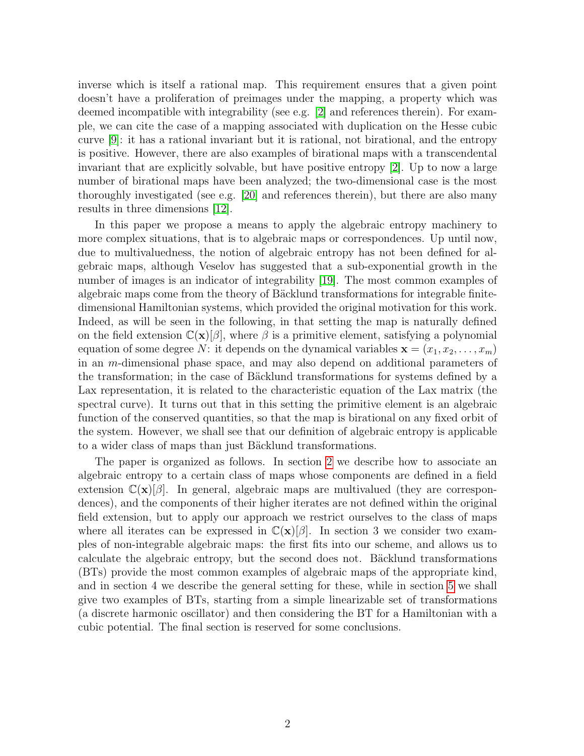inverse which is itself a rational map. This requirement ensures that a given point doesn't have a proliferation of preimages under the mapping, a property which was deemed incompatible with integrability (see e.g. [2] and references therein). For example, we can cite the case of a mapping associated with duplication on the Hesse cubic curve [9]: it has a rational invariant but it is rational, not birational, and the entropy is positive. However, there are also examples of birational maps with a transcendental invariant that are explicitly solvable, but have positive entropy [2]. Up to now a large number of birational maps have been analyzed; the two-dimensional case is the most thoroughly investigated (see e.g. [20] and references therein), but there are also many results in three dimensions [12].

In this paper we propose a means to apply the algebraic entropy machinery to more complex situations, that is to algebraic maps or correspondences. Up until now, due to multivaluedness, the notion of algebraic entropy has not been defined for algebraic maps, although Veselov has suggested that a sub-exponential growth in the number of images is an indicator of integrability [19]. The most common examples of algebraic maps come from the theory of Bäcklund transformations for integrable finite-dimensional Hamiltonian systems, which provided the original motivation for this work. Indeed, as will be seen in the following, in that setting the map is naturally defined on the field extension $\mathbb{C}(\mathbf{x})[\beta]$, where $\beta$ is a primitive element, satisfying a polynomial equation of some degree $N$: it depends on the dynamical variables $\mathbf{x} = (x_1, x_2, \ldots, x_m)$ in an $m$-dimensional phase space, and may also depend on additional parameters of the transformation; in the case of Bäcklund transformations for systems defined by a Lax representation, it is related to the characteristic equation of the Lax matrix (the spectral curve). It turns out that in this setting the primitive element is an algebraic function of the conserved quantities, so that the map is birational on any fixed orbit of the system. However, we shall see that our definition of algebraic entropy is applicable to a wider class of maps than just Bäcklund transformations.

The paper is organized as follows. In section 2 we describe how to associate an algebraic entropy to a certain class of maps whose components are defined in a field extension $\mathbb{C}(\mathbf{x})[\beta]$. In general, algebraic maps are multivalued (they are correspondences), and the components of their higher iterates are not defined within the original field extension, but to apply our approach we restrict ourselves to the class of maps where all iterates can be expressed in $\mathbb{C}(\mathbf{x})[\beta]$. In section 3 we consider two examples of non-integrable algebraic maps: the first fits into our scheme, and allows us to calculate the algebraic entropy, but the second does not. Bäcklund transformations (BTs) provide the most common examples of algebraic maps of the appropriate kind, and in section 4 we describe the general setting for these, while in section 5 we shall give two examples of BTs, starting from a simple linearizable set of transformations (a discrete harmonic oscillator) and then considering the BT for a Hamiltonian with a cubic potential. The final section is reserved for some conclusions.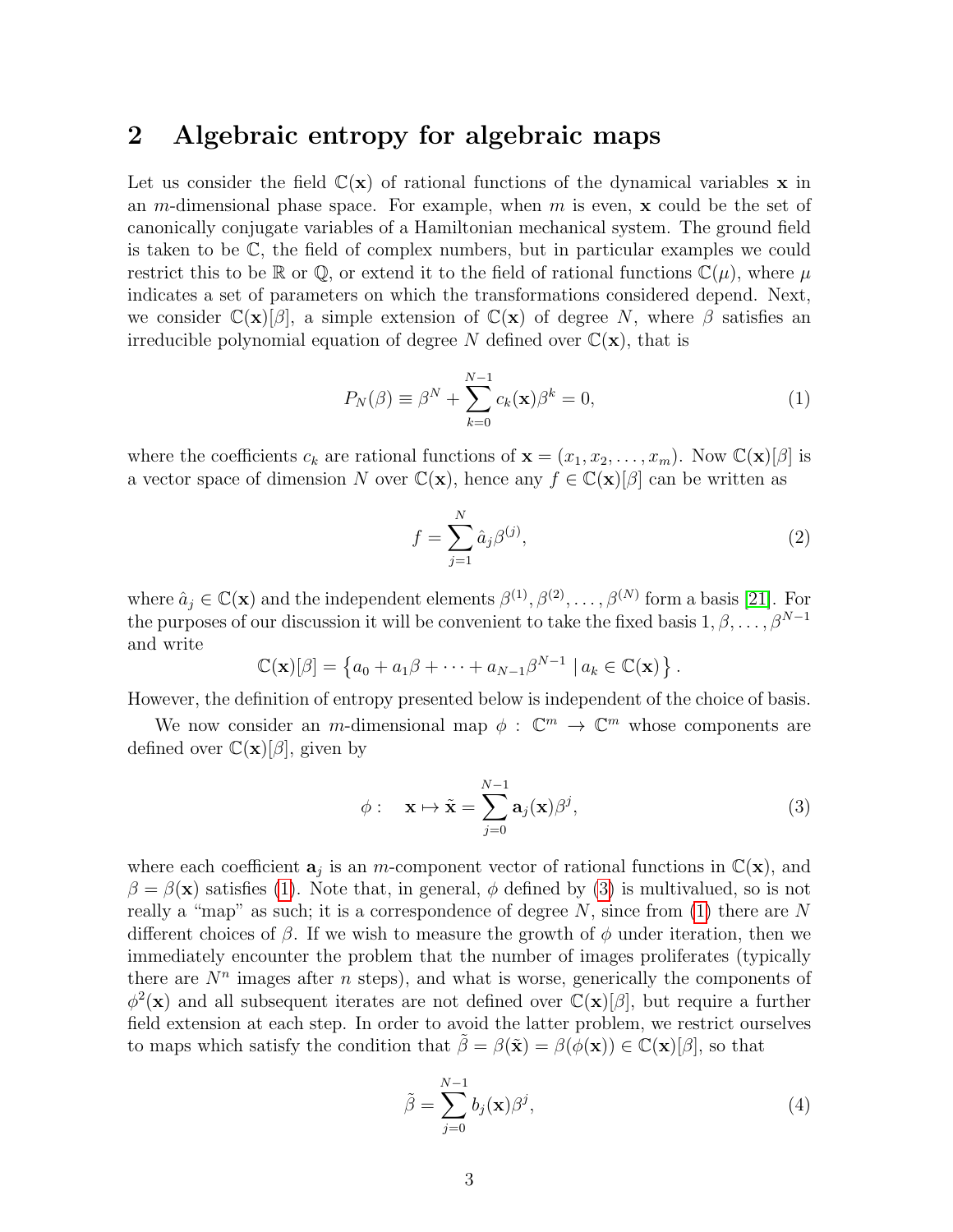## 2 Algebraic entropy for algebraic maps

Let us consider the field $\mathbb{C}(\mathbf{x})$ of rational functions of the dynamical variables $\mathbf{x}$ in an $m$-dimensional phase space. For example, when $m$ is even, $\mathbf{x}$ could be the set of canonically conjugate variables of a Hamiltonian mechanical system. The ground field is taken to be $\mathbb{C}$, the field of complex numbers, but in particular examples we could restrict this to be $\mathbb{R}$ or $\mathbb{Q}$, or extend it to the field of rational functions $\mathbb{C}(\mu)$, where $\mu$ indicates a set of parameters on which the transformations considered depend. Next, we consider $\mathbb{C}(\mathbf{x})[\beta]$, a simple extension of $\mathbb{C}(\mathbf{x})$ of degree $N$, where $\beta$ satisfies an irreducible polynomial equation of degree $N$ defined over $\mathbb{C}(\mathbf{x})$, that is

$$P_N(\beta) \equiv \beta^N + \sum_{k=0}^{N-1} c_k(\mathbf{x})\beta^k = 0, \tag{1}$$

where the coefficients $c_k$ are rational functions of $\mathbf{x} = (x_1, x_2, \ldots, x_m)$. Now $\mathbb{C}(\mathbf{x})[\beta]$ is a vector space of dimension $N$ over $\mathbb{C}(\mathbf{x})$, hence any $f \in \mathbb{C}(\mathbf{x})[\beta]$ can be written as

$$f = \sum_{j=1}^{N} \hat{a}_j \beta^{(j)}, \tag{2}$$

where $\hat{a}_j \in \mathbb{C}(\mathbf{x})$ and the independent elements $\beta^{(1)}, \beta^{(2)}, \ldots, \beta^{(N)}$ form a basis [21]. For the purposes of our discussion it will be convenient to take the fixed basis $1, \beta, \ldots, \beta^{N-1}$ and write

$$\mathbb{C}(\mathbf{x})[\beta] = \left\{ a_0 + a_1\beta + \cdots + a_{N-1}\beta^{N-1} \mid a_k \in \mathbb{C}(\mathbf{x}) \right\}.$$

However, the definition of entropy presented below is independent of the choice of basis.

We now consider an $m$-dimensional map $\phi : \mathbb{C}^m \to \mathbb{C}^m$ whose components are defined over $\mathbb{C}(\mathbf{x})[\beta]$, given by

$$\phi : \quad \mathbf{x} \mapsto \tilde{\mathbf{x}} = \sum_{j=0}^{N-1} \mathbf{a}_j(\mathbf{x})\beta^j, \tag{3}$$

where each coefficient $\mathbf{a}_j$ is an $m$-component vector of rational functions in $\mathbb{C}(\mathbf{x})$, and $\beta = \beta(\mathbf{x})$ satisfies (1). Note that, in general, $\phi$ defined by (3) is multivalued, so is not really a "map" as such; it is a correspondence of degree $N$, since from (1) there are $N$ different choices of $\beta$. If we wish to measure the growth of $\phi$ under iteration, then we immediately encounter the problem that the number of images proliferates (typically there are $N^n$ images after $n$ steps), and what is worse, generically the components of $\phi^2(\mathbf{x})$ and all subsequent iterates are not defined over $\mathbb{C}(\mathbf{x})[\beta]$, but require a further field extension at each step. In order to avoid the latter problem, we restrict ourselves to maps which satisfy the condition that $\tilde{\beta} = \beta(\tilde{\mathbf{x}}) = \beta(\phi(\mathbf{x})) \in \mathbb{C}(\mathbf{x})[\beta]$, so that

$$\tilde{\beta} = \sum_{j=0}^{N-1} b_j(\mathbf{x})\beta^j, \tag{4}$$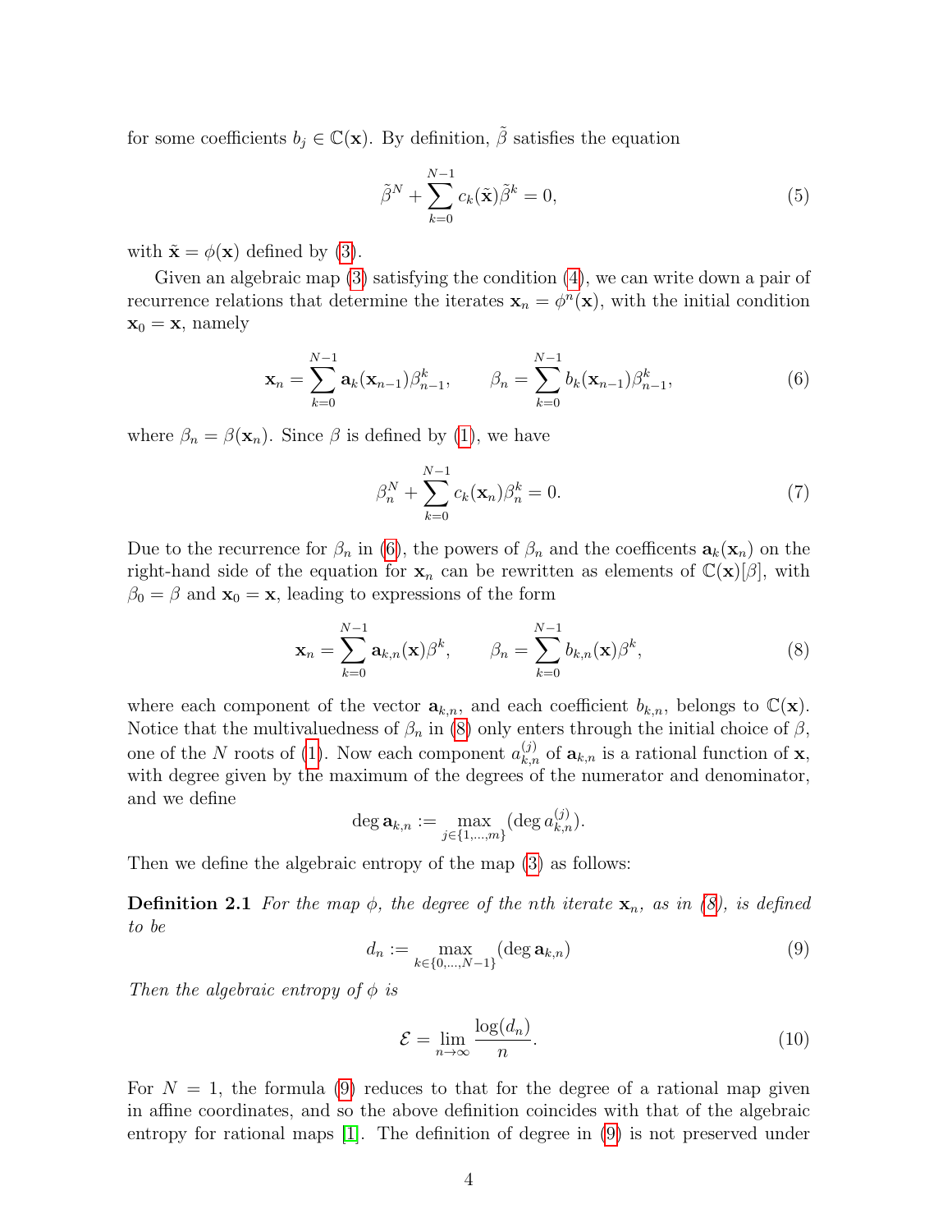for some coefficients $b_j \in \mathbb{C}(\mathbf{x})$. By definition, $\tilde{\beta}$ satisfies the equation

$$\tilde{\beta}^N + \sum_{k=0}^{N-1} c_k(\tilde{\mathbf{x}})\tilde{\beta}^k = 0, \tag{5}$$

with $\tilde{\mathbf{x}} = \phi(\mathbf{x})$ defined by (3).

Given an algebraic map (3) satisfying the condition (4), we can write down a pair of recurrence relations that determine the iterates $\mathbf{x}_n = \phi^n(\mathbf{x})$, with the initial condition $\mathbf{x}_0 = \mathbf{x}$, namely

$$\mathbf{x}_n = \sum_{k=0}^{N-1} \mathbf{a}_k(\mathbf{x}_{n-1})\beta_{n-1}^k, \qquad \beta_n = \sum_{k=0}^{N-1} b_k(\mathbf{x}_{n-1})\beta_{n-1}^k, \tag{6}$$

where $\beta_n = \beta(\mathbf{x}_n)$. Since $\beta$ is defined by (1), we have

$$\beta_n^N + \sum_{k=0}^{N-1} c_k(\mathbf{x}_n)\beta_n^k = 0. \tag{7}$$

Due to the recurrence for $\beta_n$ in (6), the powers of $\beta_n$ and the coefficents $\mathbf{a}_k(\mathbf{x}_n)$ on the right-hand side of the equation for $\mathbf{x}_n$ can be rewritten as elements of $\mathbb{C}(\mathbf{x})[\beta]$, with $\beta_0 = \beta$ and $\mathbf{x}_0 = \mathbf{x}$, leading to expressions of the form

$$\mathbf{x}_n = \sum_{k=0}^{N-1} \mathbf{a}_{k,n}(\mathbf{x})\beta^k, \qquad \beta_n = \sum_{k=0}^{N-1} b_{k,n}(\mathbf{x})\beta^k, \tag{8}$$

where each component of the vector $\mathbf{a}_{k,n}$, and each coefficient $b_{k,n}$, belongs to $\mathbb{C}(\mathbf{x})$. Notice that the multivaluedness of $\beta_n$ in (8) only enters through the initial choice of $\beta$, one of the $N$ roots of (1). Now each component $a_{k,n}^{(j)}$ of $\mathbf{a}_{k,n}$ is a rational function of $\mathbf{x}$, with degree given by the maximum of the degrees of the numerator and denominator, and we define

$$\deg \mathbf{a}_{k,n} := \max_{j\in\{1,\ldots,m\}} (\deg a_{k,n}^{(j)}).$$

Then we define the algebraic entropy of the map (3) as follows:

**Definition 2.1** *For the map $\phi$, the degree of the nth iterate $\mathbf{x}_n$, as in (8), is defined to be*

$$d_n := \max_{k\in\{0,\ldots,N-1\}} (\deg \mathbf{a}_{k,n}) \tag{9}$$

*Then the algebraic entropy of $\phi$ is*

$$\mathcal{E} = \lim_{n\to\infty} \frac{\log(d_n)}{n}. \tag{10}$$

For $N = 1$, the formula (9) reduces to that for the degree of a rational map given in affine coordinates, and so the above definition coincides with that of the algebraic entropy for rational maps [1]. The definition of degree in (9) is not preserved under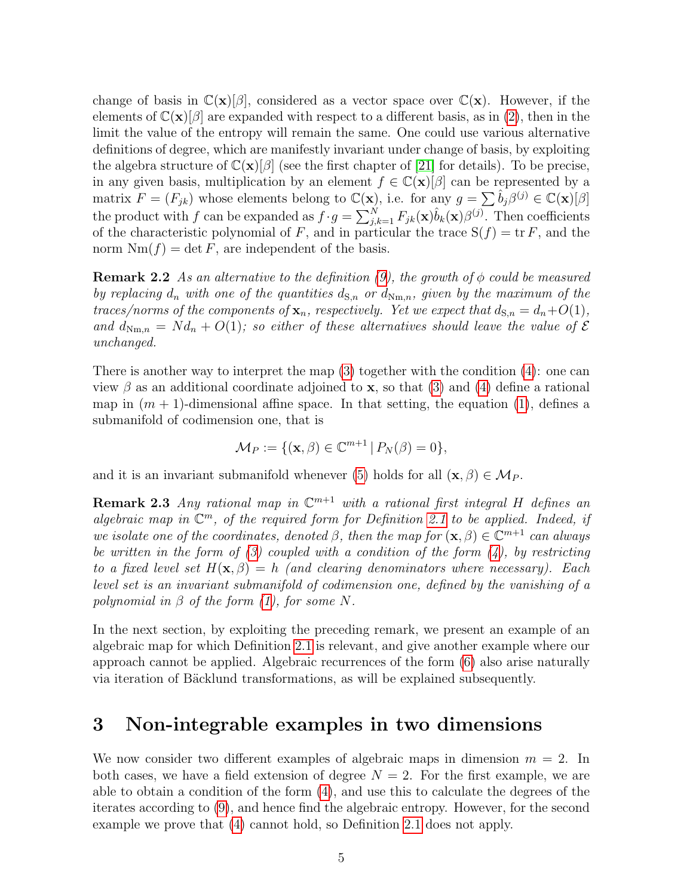change of basis in $\mathbb{C}(\mathbf{x})[\beta]$, considered as a vector space over $\mathbb{C}(\mathbf{x})$. However, if the elements of $\mathbb{C}(\mathbf{x})[\beta]$ are expanded with respect to a different basis, as in (2), then in the limit the value of the entropy will remain the same. One could use various alternative definitions of degree, which are manifestly invariant under change of basis, by exploiting the algebra structure of $\mathbb{C}(\mathbf{x})[\beta]$ (see the first chapter of [21] for details). To be precise, in any given basis, multiplication by an element $f \in \mathbb{C}(\mathbf{x})[\beta]$ can be represented by a matrix $F = (F_{jk})$ whose elements belong to $\mathbb{C}(\mathbf{x})$, i.e. for any $g = \sum \hat{b}_j \beta^{(j)} \in \mathbb{C}(\mathbf{x})[\beta]$ the product with $f$ can be expanded as $f \cdot g = \sum_{j,k=1}^{N} F_{jk}(\mathbf{x}) \hat{b}_k(\mathbf{x}) \beta^{(j)}$. Then coefficients of the characteristic polynomial of $F$, and in particular the trace $\mathrm{S}(f) = \mathrm{tr}\, F$, and the norm $\mathrm{Nm}(f) = \det F$, are independent of the basis.

**Remark 2.2** *As an alternative to the definition (9), the growth of $\phi$ could be measured by replacing $d_n$ with one of the quantities $d_{\mathrm{S},n}$ or $d_{\mathrm{Nm},n}$, given by the maximum of the traces/norms of the components of $\mathbf{x}_n$, respectively. Yet we expect that $d_{\mathrm{S},n} = d_n + O(1)$, and $d_{\mathrm{Nm},n} = N d_n + O(1)$; so either of these alternatives should leave the value of $\mathcal{E}$ unchanged.*

There is another way to interpret the map (3) together with the condition (4): one can view $\beta$ as an additional coordinate adjoined to $\mathbf{x}$, so that (3) and (4) define a rational map in $(m+1)$-dimensional affine space. In that setting, the equation (1), defines a submanifold of codimension one, that is

$$\mathcal{M}_P := \{(\mathbf{x}, \beta) \in \mathbb{C}^{m+1} \,|\, P_N(\beta) = 0\},$$

and it is an invariant submanifold whenever (5) holds for all $(\mathbf{x}, \beta) \in \mathcal{M}_P$.

**Remark 2.3** *Any rational map in $\mathbb{C}^{m+1}$ with a rational first integral $H$ defines an algebraic map in $\mathbb{C}^m$, of the required form for Definition 2.1 to be applied. Indeed, if we isolate one of the coordinates, denoted $\beta$, then the map for $(\mathbf{x}, \beta) \in \mathbb{C}^{m+1}$ can always be written in the form of (3) coupled with a condition of the form (4), by restricting to a fixed level set $H(\mathbf{x}, \beta) = h$ (and clearing denominators where necessary). Each level set is an invariant submanifold of codimension one, defined by the vanishing of a polynomial in $\beta$ of the form (1), for some $N$.*

In the next section, by exploiting the preceding remark, we present an example of an algebraic map for which Definition 2.1 is relevant, and give another example where our approach cannot be applied. Algebraic recurrences of the form (6) also arise naturally via iteration of Bäcklund transformations, as will be explained subsequently.

# 3 Non-integrable examples in two dimensions

We now consider two different examples of algebraic maps in dimension $m = 2$. In both cases, we have a field extension of degree $N = 2$. For the first example, we are able to obtain a condition of the form (4), and use this to calculate the degrees of the iterates according to (9), and hence find the algebraic entropy. However, for the second example we prove that (4) cannot hold, so Definition 2.1 does not apply.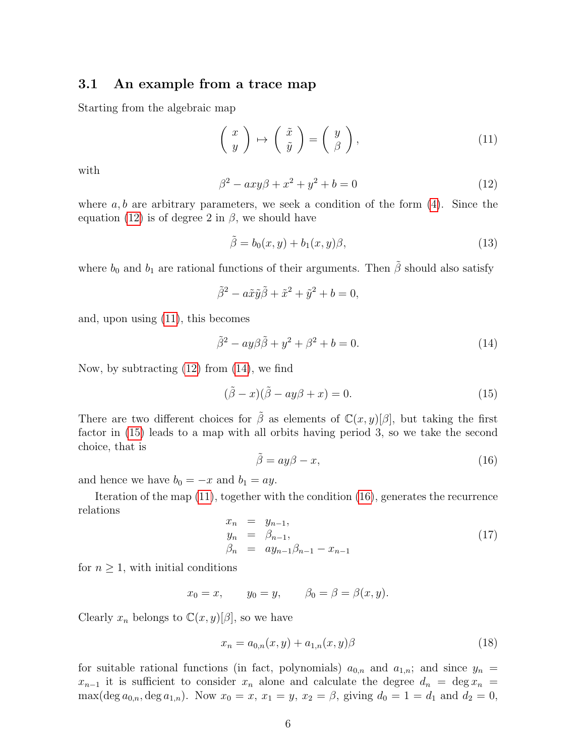### 3.1 An example from a trace map

Starting from the algebraic map

$$\begin{pmatrix} x \\ y \end{pmatrix} \mapsto \begin{pmatrix} \tilde{x} \\ \tilde{y} \end{pmatrix} = \begin{pmatrix} y \\ \beta \end{pmatrix}, \tag{11}$$

with

$$\beta^2 - axy\beta + x^2 + y^2 + b = 0 \tag{12}$$

where $a, b$ are arbitrary parameters, we seek a condition of the form (4). Since the equation (12) is of degree 2 in $\beta$, we should have

$$\tilde{\beta} = b_0(x, y) + b_1(x, y)\beta, \tag{13}$$

where $b_0$ and $b_1$ are rational functions of their arguments. Then $\tilde{\beta}$ should also satisfy

$$\tilde{\beta}^2 - a\tilde{x}\tilde{y}\tilde{\beta} + \tilde{x}^2 + \tilde{y}^2 + b = 0,$$

and, upon using (11), this becomes

$$\tilde{\beta}^2 - ay\beta\tilde{\beta} + y^2 + \beta^2 + b = 0. \tag{14}$$

Now, by subtracting (12) from (14), we find

$$(\tilde{\beta} - x)(\tilde{\beta} - ay\beta + x) = 0. \tag{15}$$

There are two different choices for $\tilde{\beta}$ as elements of $\mathbb{C}(x, y)[\beta]$, but taking the first factor in (15) leads to a map with all orbits having period 3, so we take the second choice, that is

$$\tilde{\beta} = ay\beta - x, \tag{16}$$

and hence we have $b_0 = -x$ and $b_1 = ay$.

Iteration of the map (11), together with the condition (16), generates the recurrence relations

$$\begin{array}{rcl} x_n & = & y_{n-1}, \\ y_n & = & \beta_{n-1}, \\ \beta_n & = & ay_{n-1}\beta_{n-1} - x_{n-1} \end{array} \tag{17}$$

for $n \geq 1$, with initial conditions

$$x_0 = x, \qquad y_0 = y, \qquad \beta_0 = \beta = \beta(x, y).$$

Clearly $x_n$ belongs to $\mathbb{C}(x, y)[\beta]$, so we have

$$x_n = a_{0,n}(x, y) + a_{1,n}(x, y)\beta \tag{18}$$

for suitable rational functions (in fact, polynomials) $a_{0,n}$ and $a_{1,n}$; and since $y_n = x_{n-1}$ it is sufficient to consider $x_n$ alone and calculate the degree $d_n = \deg x_n = \max(\deg a_{0,n}, \deg a_{1,n})$. Now $x_0 = x$, $x_1 = y$, $x_2 = \beta$, giving $d_0 = 1 = d_1$ and $d_2 = 0$,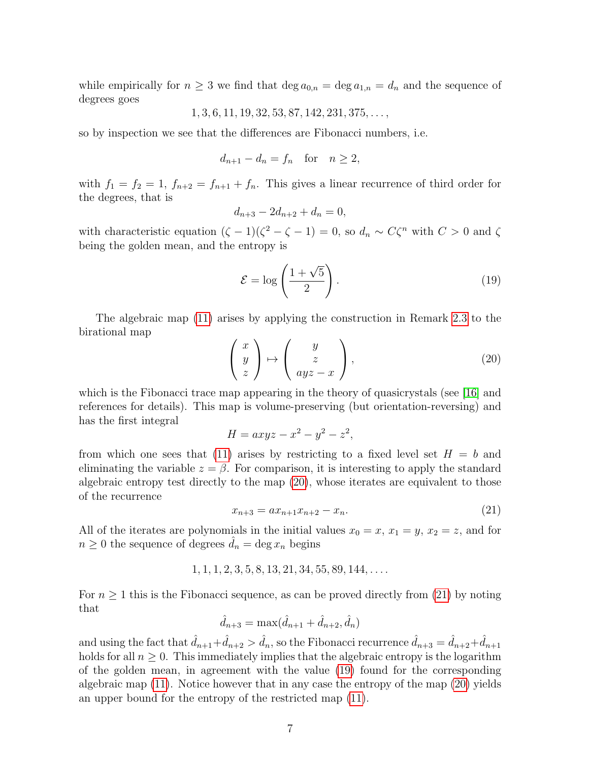while empirically for $n \geq 3$ we find that $\deg a_{0,n} = \deg a_{1,n} = d_n$ and the sequence of degrees goes

$$1, 3, 6, 11, 19, 32, 53, 87, 142, 231, 375, \ldots,$$

so by inspection we see that the differences are Fibonacci numbers, i.e.

$$d_{n+1} - d_n = f_n \quad \text{for} \quad n \geq 2,$$

with $f_1 = f_2 = 1$, $f_{n+2} = f_{n+1} + f_n$. This gives a linear recurrence of third order for the degrees, that is

$$d_{n+3} - 2d_{n+2} + d_n = 0,$$

with characteristic equation $(\zeta - 1)(\zeta^2 - \zeta - 1) = 0$, so $d_n \sim C\zeta^n$ with $C > 0$ and $\zeta$ being the golden mean, and the entropy is

$$\mathcal{E} = \log\left(\frac{1+\sqrt{5}}{2}\right). \tag{19}$$

The algebraic map (11) arises by applying the construction in Remark 2.3 to the birational map

$$\begin{pmatrix} x \\ y \\ z \end{pmatrix} \mapsto \begin{pmatrix} y \\ z \\ ayz - x \end{pmatrix}, \tag{20}$$

which is the Fibonacci trace map appearing in the theory of quasicrystals (see [16] and references for details). This map is volume-preserving (but orientation-reversing) and has the first integral

$$H = axyz - x^2 - y^2 - z^2,$$

from which one sees that (11) arises by restricting to a fixed level set $H = b$ and eliminating the variable $z = \beta$. For comparison, it is interesting to apply the standard algebraic entropy test directly to the map (20), whose iterates are equivalent to those of the recurrence

$$x_{n+3} = ax_{n+1}x_{n+2} - x_n. \tag{21}$$

All of the iterates are polynomials in the initial values $x_0 = x$, $x_1 = y$, $x_2 = z$, and for $n \geq 0$ the sequence of degrees $\hat{d}_n = \deg x_n$ begins

$$1, 1, 1, 2, 3, 5, 8, 13, 21, 34, 55, 89, 144, \ldots.$$

For $n \geq 1$ this is the Fibonacci sequence, as can be proved directly from (21) by noting that

$$\hat{d}_{n+3} = \max(\hat{d}_{n+1} + \hat{d}_{n+2}, \hat{d}_n)$$

and using the fact that $\hat{d}_{n+1} + \hat{d}_{n+2} > \hat{d}_n$, so the Fibonacci recurrence $\hat{d}_{n+3} = \hat{d}_{n+2} + \hat{d}_{n+1}$ holds for all $n \geq 0$. This immediately implies that the algebraic entropy is the logarithm of the golden mean, in agreement with the value (19) found for the corresponding algebraic map (11). Notice however that in any case the entropy of the map (20) yields an upper bound for the entropy of the restricted map (11).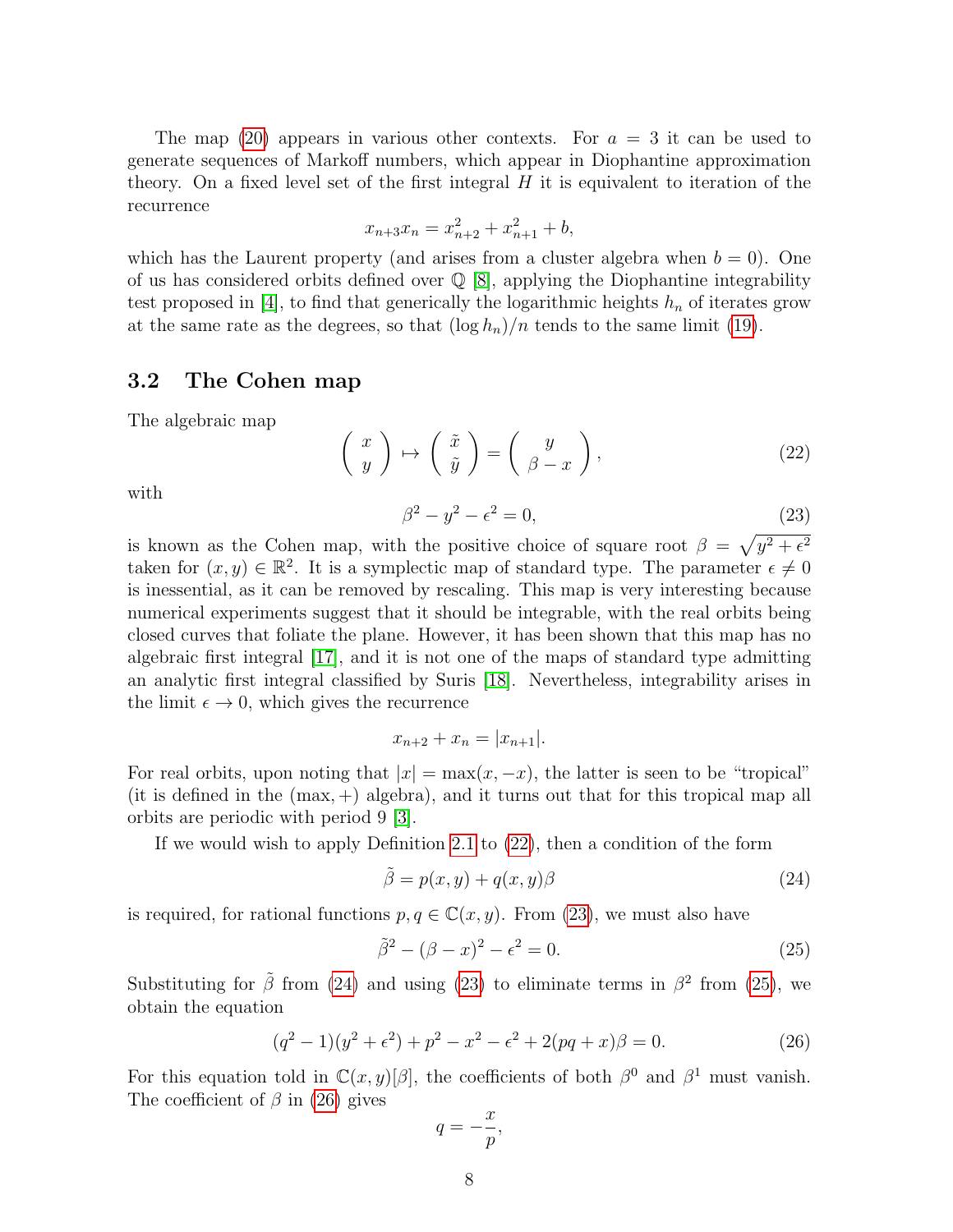The map (20) appears in various other contexts. For $a = 3$ it can be used to generate sequences of Markoff numbers, which appear in Diophantine approximation theory. On a fixed level set of the first integral $H$ it is equivalent to iteration of the recurrence

$$x_{n+3}x_n = x_{n+2}^2 + x_{n+1}^2 + b,$$

which has the Laurent property (and arises from a cluster algebra when $b = 0$). One of us has considered orbits defined over $\mathbb{Q}$ [8], applying the Diophantine integrability test proposed in [4], to find that generically the logarithmic heights $h_n$ of iterates grow at the same rate as the degrees, so that $(\log h_n)/n$ tends to the same limit (19).

## 3.2 The Cohen map

The algebraic map

$$\begin{pmatrix} x \\ y \end{pmatrix} \mapsto \begin{pmatrix} \tilde{x} \\ \tilde{y} \end{pmatrix} = \begin{pmatrix} y \\ \beta - x \end{pmatrix}, \tag{22}$$

with

$$\beta^2 - y^2 - \epsilon^2 = 0, \tag{23}$$

is known as the Cohen map, with the positive choice of square root $\beta = \sqrt{y^2 + \epsilon^2}$ taken for $(x, y) \in \mathbb{R}^2$. It is a symplectic map of standard type. The parameter $\epsilon \neq 0$ is inessential, as it can be removed by rescaling. This map is very interesting because numerical experiments suggest that it should be integrable, with the real orbits being closed curves that foliate the plane. However, it has been shown that this map has no algebraic first integral [17], and it is not one of the maps of standard type admitting an analytic first integral classified by Suris [18]. Nevertheless, integrability arises in the limit $\epsilon \to 0$, which gives the recurrence

$$x_{n+2} + x_n = |x_{n+1}|.$$

For real orbits, upon noting that $|x| = \max(x, -x)$, the latter is seen to be "tropical" (it is defined in the $(\max, +)$ algebra), and it turns out that for this tropical map all orbits are periodic with period 9 [3].

If we would wish to apply Definition 2.1 to (22), then a condition of the form

$$\tilde{\beta} = p(x, y) + q(x, y)\beta \tag{24}$$

is required, for rational functions $p, q \in \mathbb{C}(x, y)$. From (23), we must also have

$$\tilde{\beta}^2 - (\beta - x)^2 - \epsilon^2 = 0. \tag{25}$$

Substituting for $\tilde{\beta}$ from (24) and using (23) to eliminate terms in $\beta^2$ from (25), we obtain the equation

$$(q^2 - 1)(y^2 + \epsilon^2) + p^2 - x^2 - \epsilon^2 + 2(pq + x)\beta = 0. \tag{26}$$

For this equation told in $\mathbb{C}(x, y)[\beta]$, the coefficients of both $\beta^0$ and $\beta^1$ must vanish. The coefficient of $\beta$ in (26) gives

$$q = -\frac{x}{p},$$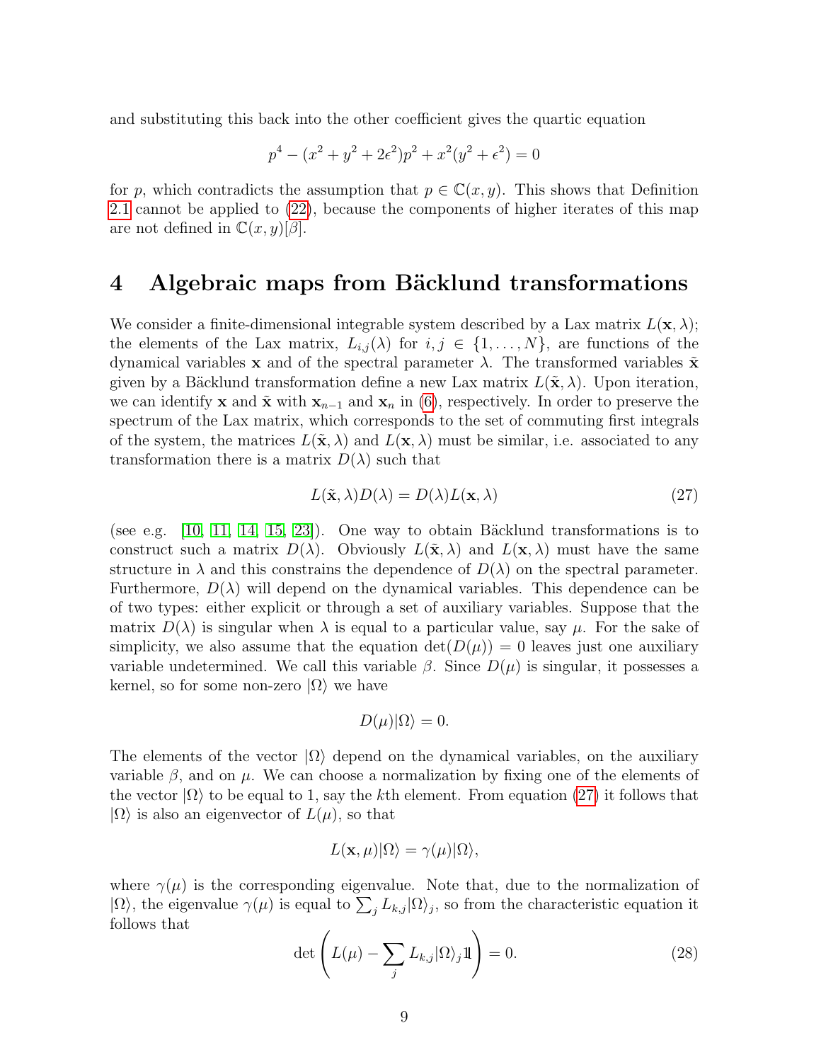and substituting this back into the other coefficient gives the quartic equation

$$p^4 - (x^2 + y^2 + 2\epsilon^2)p^2 + x^2(y^2 + \epsilon^2) = 0$$

for $p$, which contradicts the assumption that $p \in \mathbb{C}(x, y)$. This shows that Definition 2.1 cannot be applied to (22), because the components of higher iterates of this map are not defined in $\mathbb{C}(x, y)[\beta]$.

# 4 Algebraic maps from Bäcklund transformations

We consider a finite-dimensional integrable system described by a Lax matrix $L(\mathbf{x}, \lambda)$; the elements of the Lax matrix, $L_{i,j}(\lambda)$ for $i, j \in \{1, \ldots, N\}$, are functions of the dynamical variables $\mathbf{x}$ and of the spectral parameter $\lambda$. The transformed variables $\tilde{\mathbf{x}}$ given by a Bäcklund transformation define a new Lax matrix $L(\tilde{\mathbf{x}}, \lambda)$. Upon iteration, we can identify $\mathbf{x}$ and $\tilde{\mathbf{x}}$ with $\mathbf{x}_{n-1}$ and $\mathbf{x}_n$ in (6), respectively. In order to preserve the spectrum of the Lax matrix, which corresponds to the set of commuting first integrals of the system, the matrices $L(\tilde{\mathbf{x}}, \lambda)$ and $L(\mathbf{x}, \lambda)$ must be similar, i.e. associated to any transformation there is a matrix $D(\lambda)$ such that

$$L(\tilde{\mathbf{x}}, \lambda) D(\lambda) = D(\lambda) L(\mathbf{x}, \lambda) \tag{27}$$

(see e.g. [10, 11, 14, 15, 23]). One way to obtain Bäcklund transformations is to construct such a matrix $D(\lambda)$. Obviously $L(\tilde{\mathbf{x}}, \lambda)$ and $L(\mathbf{x}, \lambda)$ must have the same structure in $\lambda$ and this constrains the dependence of $D(\lambda)$ on the spectral parameter. Furthermore, $D(\lambda)$ will depend on the dynamical variables. This dependence can be of two types: either explicit or through a set of auxiliary variables. Suppose that the matrix $D(\lambda)$ is singular when $\lambda$ is equal to a particular value, say $\mu$. For the sake of simplicity, we also assume that the equation $\det(D(\mu)) = 0$ leaves just one auxiliary variable undetermined. We call this variable $\beta$. Since $D(\mu)$ is singular, it possesses a kernel, so for some non-zero $|\Omega\rangle$ we have

$$D(\mu)|\Omega\rangle = 0.$$

The elements of the vector $|\Omega\rangle$ depend on the dynamical variables, on the auxiliary variable $\beta$, and on $\mu$. We can choose a normalization by fixing one of the elements of the vector $|\Omega\rangle$ to be equal to 1, say the $k$th element. From equation (27) it follows that $|\Omega\rangle$ is also an eigenvector of $L(\mu)$, so that

$$L(\mathbf{x}, \mu)|\Omega\rangle = \gamma(\mu)|\Omega\rangle,$$

where $\gamma(\mu)$ is the corresponding eigenvalue. Note that, due to the normalization of $|\Omega\rangle$, the eigenvalue $\gamma(\mu)$ is equal to $\sum_j L_{k,j}|\Omega\rangle_j$, so from the characteristic equation it follows that

$$\det\left( L(\mu) - \sum_j L_{k,j}|\Omega\rangle_j \mathbb{1} \right) = 0. \tag{28}$$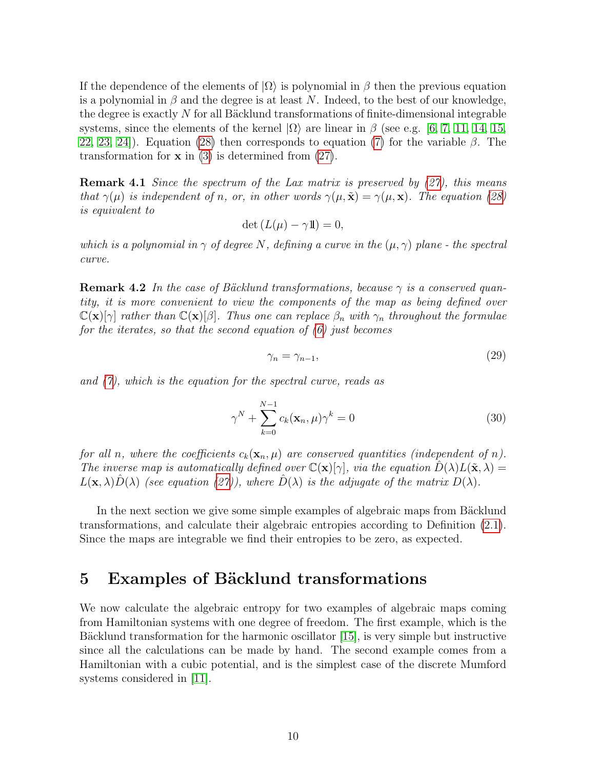If the dependence of the elements of $|\Omega\rangle$ is polynomial in $\beta$ then the previous equation is a polynomial in $\beta$ and the degree is at least $N$. Indeed, to the best of our knowledge, the degree is exactly $N$ for all Bäcklund transformations of finite-dimensional integrable systems, since the elements of the kernel $|\Omega\rangle$ are linear in $\beta$ (see e.g. [6, 7, 11, 14, 15, 22, 23, 24]). Equation (28) then corresponds to equation (7) for the variable $\beta$. The transformation for $\mathbf{x}$ in (3) is determined from (27).

**Remark 4.1** *Since the spectrum of the Lax matrix is preserved by (27), this means that $\gamma(\mu)$ is independent of $n$, or, in other words $\gamma(\mu, \tilde{\mathbf{x}}) = \gamma(\mu, \mathbf{x})$. The equation (28) is equivalent to*

$$\det\left(L(\mu) - \gamma \mathbb{1}\right) = 0,$$

*which is a polynomial in $\gamma$ of degree $N$, defining a curve in the $(\mu, \gamma)$ plane - the spectral curve.*

**Remark 4.2** *In the case of Bäcklund transformations, because $\gamma$ is a conserved quantity, it is more convenient to view the components of the map as being defined over $\mathbb{C}(\mathbf{x})[\gamma]$ rather than $\mathbb{C}(\mathbf{x})[\beta]$. Thus one can replace $\beta_n$ with $\gamma_n$ throughout the formulae for the iterates, so that the second equation of (6) just becomes*

$$\gamma_n = \gamma_{n-1}, \tag{29}$$

*and (7), which is the equation for the spectral curve, reads as*

$$\gamma^N + \sum_{k=0}^{N-1} c_k(\mathbf{x}_n, \mu)\gamma^k = 0 \tag{30}$$

*for all $n$, where the coefficients $c_k(\mathbf{x}_n, \mu)$ are conserved quantities (independent of $n$). The inverse map is automatically defined over $\mathbb{C}(\mathbf{x})[\gamma]$, via the equation $\hat{D}(\lambda)L(\tilde{\mathbf{x}}, \lambda) = L(\mathbf{x}, \lambda)\hat{D}(\lambda)$ (see equation (27)), where $\hat{D}(\lambda)$ is the adjugate of the matrix $D(\lambda)$.*

In the next section we give some simple examples of algebraic maps from Bäcklund transformations, and calculate their algebraic entropies according to Definition (2.1). Since the maps are integrable we find their entropies to be zero, as expected.

# 5 Examples of Bäcklund transformations

We now calculate the algebraic entropy for two examples of algebraic maps coming from Hamiltonian systems with one degree of freedom. The first example, which is the Bäcklund transformation for the harmonic oscillator [15], is very simple but instructive since all the calculations can be made by hand. The second example comes from a Hamiltonian with a cubic potential, and is the simplest case of the discrete Mumford systems considered in [11].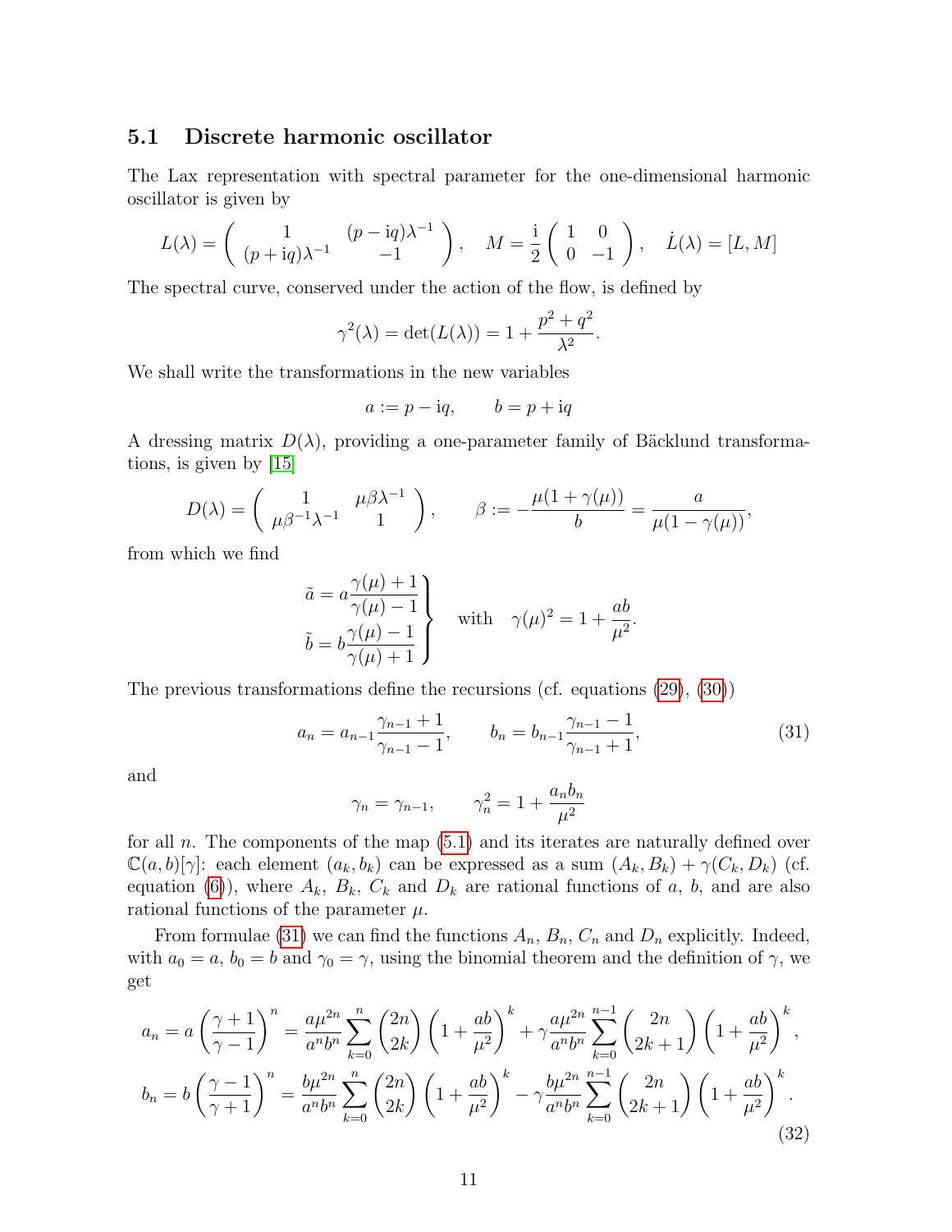### 5.1 Discrete harmonic oscillator

The Lax representation with spectral parameter for the one-dimensional harmonic oscillator is given by

$$L(\lambda) = \begin{pmatrix} 1 & (p - \mathrm{i}q)\lambda^{-1} \\ (p + \mathrm{i}q)\lambda^{-1} & -1 \end{pmatrix}, \quad M = \frac{\mathrm{i}}{2}\begin{pmatrix} 1 & 0 \\ 0 & -1 \end{pmatrix}, \quad \dot{L}(\lambda) = [L, M]$$

The spectral curve, conserved under the action of the flow, is defined by

$$\gamma^2(\lambda) = \det(L(\lambda)) = 1 + \frac{p^2 + q^2}{\lambda^2}.$$

We shall write the transformations in the new variables

$$a := p - \mathrm{i}q, \qquad b = p + \mathrm{i}q$$

A dressing matrix $D(\lambda)$, providing a one-parameter family of Bäcklund transformations, is given by [15]

$$D(\lambda) = \begin{pmatrix} 1 & \mu\beta\lambda^{-1} \\ \mu\beta^{-1}\lambda^{-1} & 1 \end{pmatrix}, \qquad \beta := -\frac{\mu(1 + \gamma(\mu))}{b} = \frac{a}{\mu(1 - \gamma(\mu))},$$

from which we find

$$\left.\begin{aligned} \tilde{a} &= a\frac{\gamma(\mu) + 1}{\gamma(\mu) - 1} \\ \tilde{b} &= b\frac{\gamma(\mu) - 1}{\gamma(\mu) + 1} \end{aligned}\right\} \quad \text{with} \quad \gamma(\mu)^2 = 1 + \frac{ab}{\mu^2}.$$

The previous transformations define the recursions (cf. equations (29), (30))

$$a_n = a_{n-1}\frac{\gamma_{n-1} + 1}{\gamma_{n-1} - 1}, \qquad b_n = b_{n-1}\frac{\gamma_{n-1} - 1}{\gamma_{n-1} + 1}, \tag{31}$$

and

$$\gamma_n = \gamma_{n-1}, \qquad \gamma_n^2 = 1 + \frac{a_n b_n}{\mu^2}$$

for all $n$. The components of the map (5.1) and its iterates are naturally defined over $\mathbb{C}(a, b)[\gamma]$: each element $(a_k, b_k)$ can be expressed as a sum $(A_k, B_k) + \gamma(C_k, D_k)$ (cf. equation (6)), where $A_k$, $B_k$, $C_k$ and $D_k$ are rational functions of $a$, $b$, and are also rational functions of the parameter $\mu$.

From formulae (31) we can find the functions $A_n$, $B_n$, $C_n$ and $D_n$ explicitly. Indeed, with $a_0 = a$, $b_0 = b$ and $\gamma_0 = \gamma$, using the binomial theorem and the definition of $\gamma$, we get

$$\begin{aligned} a_n &= a\left(\frac{\gamma + 1}{\gamma - 1}\right)^n = \frac{a\mu^{2n}}{a^n b^n}\sum_{k=0}^{n}\binom{2n}{2k}\left(1 + \frac{ab}{\mu^2}\right)^k + \gamma\frac{a\mu^{2n}}{a^n b^n}\sum_{k=0}^{n-1}\binom{2n}{2k+1}\left(1 + \frac{ab}{\mu^2}\right)^k, \\ b_n &= b\left(\frac{\gamma - 1}{\gamma + 1}\right)^n = \frac{b\mu^{2n}}{a^n b^n}\sum_{k=0}^{n}\binom{2n}{2k}\left(1 + \frac{ab}{\mu^2}\right)^k - \gamma\frac{b\mu^{2n}}{a^n b^n}\sum_{k=0}^{n-1}\binom{2n}{2k+1}\left(1 + \frac{ab}{\mu^2}\right)^k. \end{aligned} \tag{32}$$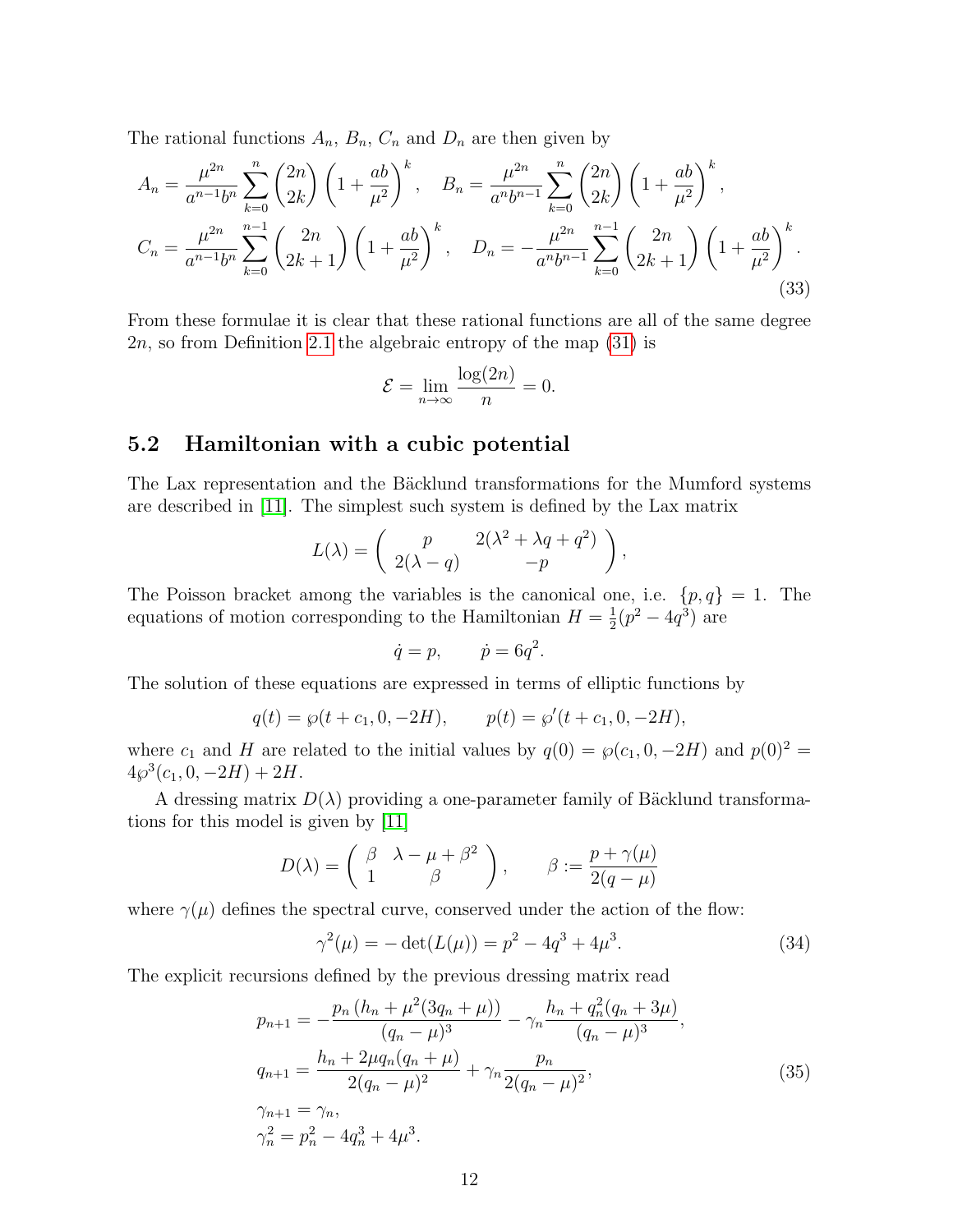The rational functions $A_n$, $B_n$, $C_n$ and $D_n$ are then given by

$$
\begin{aligned}
A_n &= \frac{\mu^{2n}}{a^{n-1}b^n} \sum_{k=0}^{n} \binom{2n}{2k} \left(1 + \frac{ab}{\mu^2}\right)^k, \quad B_n = \frac{\mu^{2n}}{a^n b^{n-1}} \sum_{k=0}^{n} \binom{2n}{2k} \left(1 + \frac{ab}{\mu^2}\right)^k, \\
C_n &= \frac{\mu^{2n}}{a^{n-1}b^n} \sum_{k=0}^{n-1} \binom{2n}{2k+1} \left(1 + \frac{ab}{\mu^2}\right)^k, \quad D_n = -\frac{\mu^{2n}}{a^n b^{n-1}} \sum_{k=0}^{n-1} \binom{2n}{2k+1} \left(1 + \frac{ab}{\mu^2}\right)^k.
\end{aligned}
\tag{33}
$$

From these formulae it is clear that these rational functions are all of the same degree $2n$, so from Definition 2.1 the algebraic entropy of the map (31) is

$$
\mathcal{E} = \lim_{n\to\infty} \frac{\log(2n)}{n} = 0.
$$

### 5.2 Hamiltonian with a cubic potential

The Lax representation and the Bäcklund transformations for the Mumford systems are described in [11]. The simplest such system is defined by the Lax matrix

$$
L(\lambda) = \begin{pmatrix} p & 2(\lambda^2 + \lambda q + q^2) \\ 2(\lambda - q) & -p \end{pmatrix},
$$

The Poisson bracket among the variables is the canonical one, i.e. $\{p, q\} = 1$. The equations of motion corresponding to the Hamiltonian $H = \frac{1}{2}(p^2 - 4q^3)$ are

$$
\dot{q} = p, \qquad \dot{p} = 6q^2.
$$

The solution of these equations are expressed in terms of elliptic functions by

$$
q(t) = \wp(t + c_1, 0, -2H), \qquad p(t) = \wp'(t + c_1, 0, -2H),
$$

where $c_1$ and $H$ are related to the initial values by $q(0) = \wp(c_1, 0, -2H)$ and $p(0)^2 = 4\wp^3(c_1, 0, -2H) + 2H$.

A dressing matrix $D(\lambda)$ providing a one-parameter family of Bäcklund transformations for this model is given by [11]

$$
D(\lambda) = \begin{pmatrix} \beta & \lambda - \mu + \beta^2 \\ 1 & \beta \end{pmatrix}, \qquad \beta := \frac{p + \gamma(\mu)}{2(q - \mu)}
$$

where $\gamma(\mu)$ defines the spectral curve, conserved under the action of the flow:

$$
\gamma^2(\mu) = -\det(L(\mu)) = p^2 - 4q^3 + 4\mu^3. \tag{34}
$$

The explicit recursions defined by the previous dressing matrix read

$$
\begin{aligned}
p_{n+1} &= -\frac{p_n\left(h_n + \mu^2(3q_n + \mu)\right)}{(q_n - \mu)^3} - \gamma_n \frac{h_n + q_n^2(q_n + 3\mu)}{(q_n - \mu)^3}, \\
q_{n+1} &= \frac{h_n + 2\mu q_n(q_n + \mu)}{2(q_n - \mu)^2} + \gamma_n \frac{p_n}{2(q_n - \mu)^2}, \\
\gamma_{n+1} &= \gamma_n, \\
\gamma_n^2 &= p_n^2 - 4q_n^3 + 4\mu^3.
\end{aligned}
\tag{35}
$$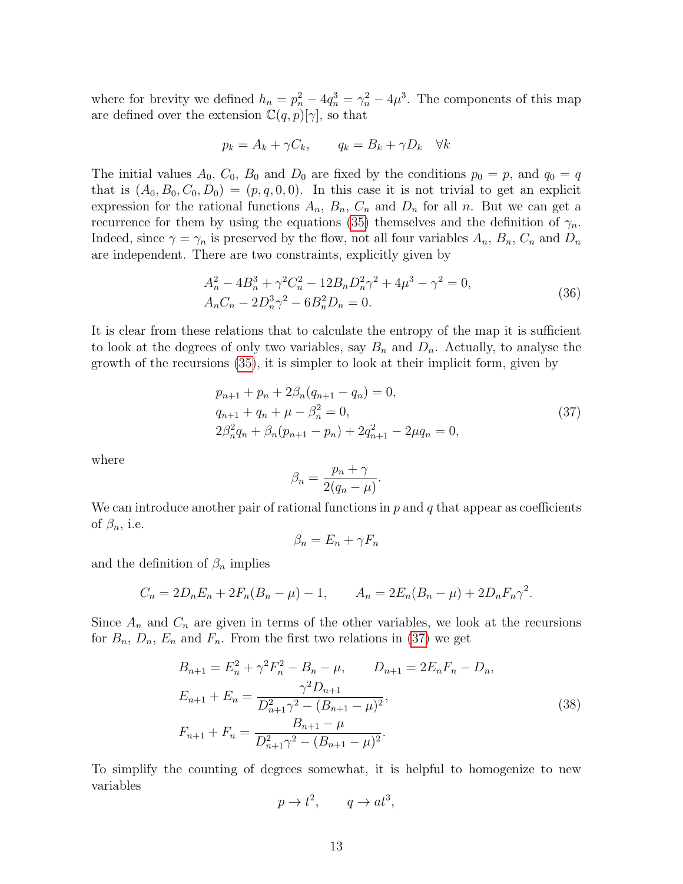where for brevity we defined $h_n = p_n^2 - 4q_n^3 = \gamma_n^2 - 4\mu^3$. The components of this map are defined over the extension $\mathbb{C}(q,p)[\gamma]$, so that

$$
p_k = A_k + \gamma C_k, \qquad q_k = B_k + \gamma D_k \quad \forall k
$$

The initial values $A_0$, $C_0$, $B_0$ and $D_0$ are fixed by the conditions $p_0 = p$, and $q_0 = q$ that is $(A_0, B_0, C_0, D_0) = (p, q, 0, 0)$. In this case it is not trivial to get an explicit expression for the rational functions $A_n$, $B_n$, $C_n$ and $D_n$ for all $n$. But we can get a recurrence for them by using the equations (35) themselves and the definition of $\gamma_n$. Indeed, since $\gamma = \gamma_n$ is preserved by the flow, not all four variables $A_n$, $B_n$, $C_n$ and $D_n$ are independent. There are two constraints, explicitly given by

$$
\begin{aligned}
&A_n^2 - 4B_n^3 + \gamma^2 C_n^2 - 12 B_n D_n^2 \gamma^2 + 4\mu^3 - \gamma^2 = 0,\\
&A_n C_n - 2 D_n^3 \gamma^2 - 6 B_n^2 D_n = 0.
\end{aligned}
\tag{36}
$$

It is clear from these relations that to calculate the entropy of the map it is sufficient to look at the degrees of only two variables, say $B_n$ and $D_n$. Actually, to analyse the growth of the recursions (35), it is simpler to look at their implicit form, given by

$$
\begin{aligned}
&p_{n+1} + p_n + 2\beta_n (q_{n+1} - q_n) = 0,\\
&q_{n+1} + q_n + \mu - \beta_n^2 = 0,\\
&2\beta_n^2 q_n + \beta_n (p_{n+1} - p_n) + 2q_{n+1}^2 - 2\mu q_n = 0,
\end{aligned}
\tag{37}
$$

where

$$
\beta_n = \frac{p_n + \gamma}{2(q_n - \mu)}.
$$

We can introduce another pair of rational functions in $p$ and $q$ that appear as coefficients of $\beta_n$, i.e.

$$
\beta_n = E_n + \gamma F_n
$$

and the definition of $\beta_n$ implies

$$
C_n = 2D_n E_n + 2F_n (B_n - \mu) - 1, \qquad A_n = 2E_n (B_n - \mu) + 2D_n F_n \gamma^2.
$$

Since $A_n$ and $C_n$ are given in terms of the other variables, we look at the recursions for $B_n$, $D_n$, $E_n$ and $F_n$. From the first two relations in (37) we get

$$
\begin{aligned}
&B_{n+1} = E_n^2 + \gamma^2 F_n^2 - B_n - \mu, \qquad D_{n+1} = 2E_n F_n - D_n,\\
&E_{n+1} + E_n = \frac{\gamma^2 D_{n+1}}{D_{n+1}^2 \gamma^2 - (B_{n+1} - \mu)^2},\\
&F_{n+1} + F_n = \frac{B_{n+1} - \mu}{D_{n+1}^2 \gamma^2 - (B_{n+1} - \mu)^2}.
\end{aligned}
\tag{38}
$$

To simplify the counting of degrees somewhat, it is helpful to homogenize to new variables

$$
p \to t^2, \qquad q \to a t^3,
$$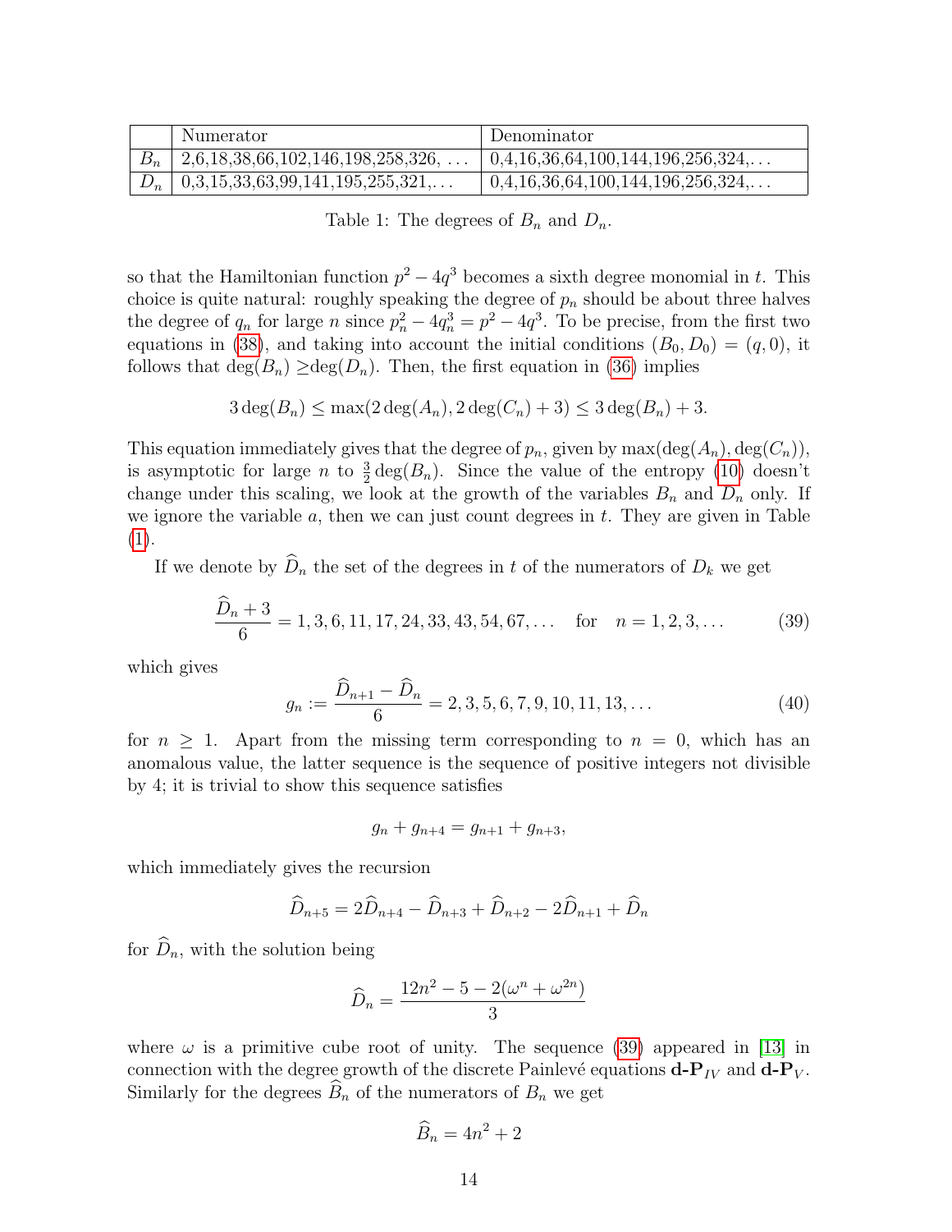|  | Numerator | Denominator |
|---|---|---|
| $B_n$ | 2,6,18,38,66,102,146,198,258,326, ... | 0,4,16,36,64,100,144,196,256,324,... |
| $D_n$ | 0,3,15,33,63,99,141,195,255,321,... | 0,4,16,36,64,100,144,196,256,324,... |

Table 1: The degrees of $B_n$ and $D_n$.

so that the Hamiltonian function $p^2 - 4q^3$ becomes a sixth degree monomial in $t$. This choice is quite natural: roughly speaking the degree of $p_n$ should be about three halves the degree of $q_n$ for large $n$ since $p_n^2 - 4q_n^3 = p^2 - 4q^3$. To be precise, from the first two equations in (38), and taking into account the initial conditions $(B_0, D_0) = (q, 0)$, it follows that $\deg(B_n) \geq \deg(D_n)$. Then, the first equation in (36) implies

$$3\deg(B_n) \leq \max(2\deg(A_n), 2\deg(C_n) + 3) \leq 3\deg(B_n) + 3.$$

This equation immediately gives that the degree of $p_n$, given by $\max(\deg(A_n), \deg(C_n))$, is asymptotic for large $n$ to $\frac{3}{2}\deg(B_n)$. Since the value of the entropy (10) doesn't change under this scaling, we look at the growth of the variables $B_n$ and $D_n$ only. If we ignore the variable $a$, then we can just count degrees in $t$. They are given in Table (1).

If we denote by $\widehat{D}_n$ the set of the degrees in $t$ of the numerators of $D_k$ we get

$$\frac{\widehat{D}_n + 3}{6} = 1, 3, 6, 11, 17, 24, 33, 43, 54, 67, \ldots \quad \text{for} \quad n = 1, 2, 3, \ldots \tag{39}$$

which gives

$$g_n := \frac{\widehat{D}_{n+1} - \widehat{D}_n}{6} = 2, 3, 5, 6, 7, 9, 10, 11, 13, \ldots \tag{40}$$

for $n \geq 1$. Apart from the missing term corresponding to $n = 0$, which has an anomalous value, the latter sequence is the sequence of positive integers not divisible by 4; it is trivial to show this sequence satisfies

$$g_n + g_{n+4} = g_{n+1} + g_{n+3},$$

which immediately gives the recursion

$$\widehat{D}_{n+5} = 2\widehat{D}_{n+4} - \widehat{D}_{n+3} + \widehat{D}_{n+2} - 2\widehat{D}_{n+1} + \widehat{D}_n$$

for $\widehat{D}_n$, with the solution being

$$\widehat{D}_n = \frac{12n^2 - 5 - 2(\omega^n + \omega^{2n})}{3}$$

where $\omega$ is a primitive cube root of unity. The sequence (39) appeared in [13] in connection with the degree growth of the discrete Painlevé equations $\mathbf{d}\text{-}\mathbf{P}_{IV}$ and $\mathbf{d}\text{-}\mathbf{P}_{V}$. Similarly for the degrees $\widehat{B}_n$ of the numerators of $B_n$ we get

$$\widehat{B}_n = 4n^2 + 2$$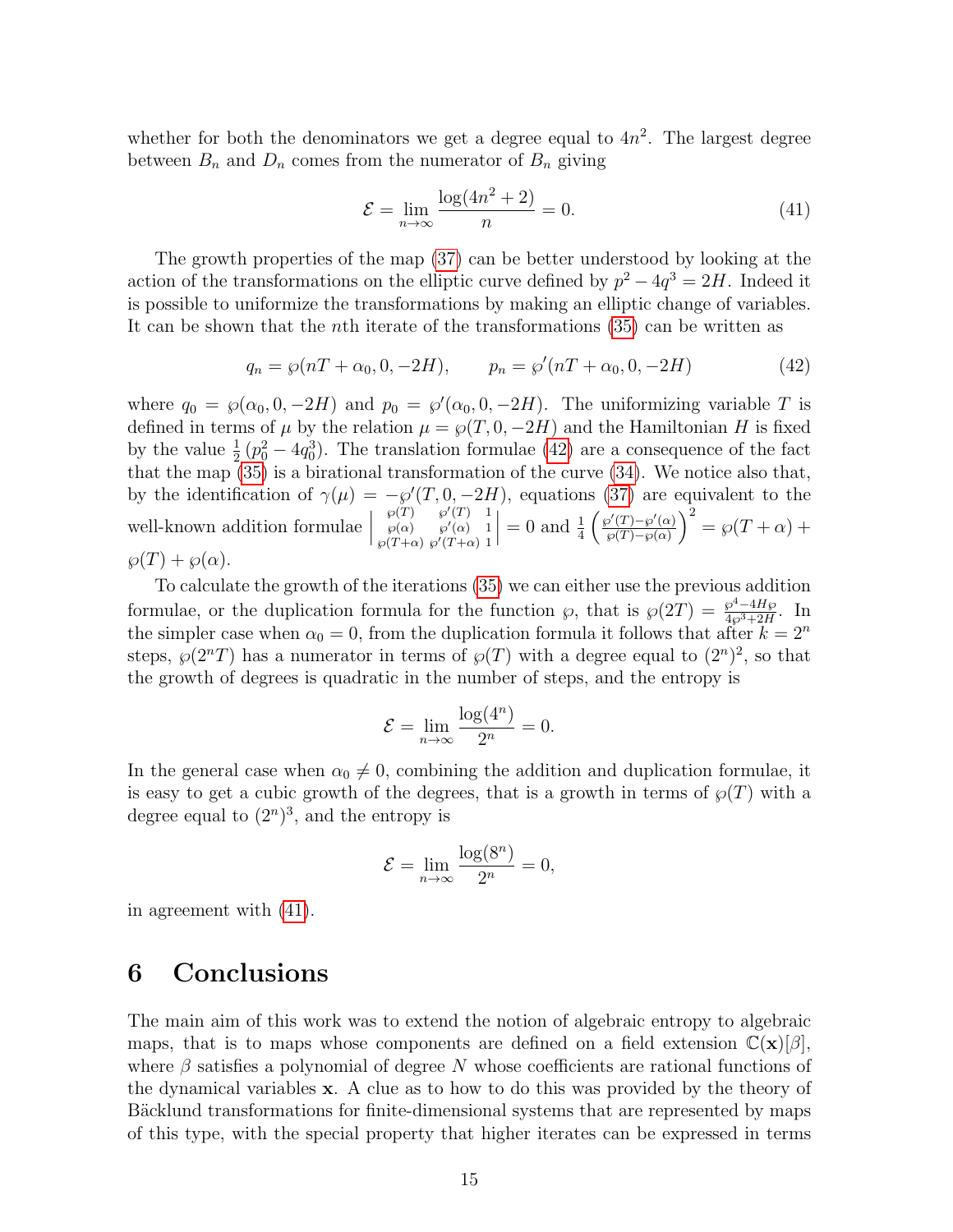whether for both the denominators we get a degree equal to $4n^2$. The largest degree between $B_n$ and $D_n$ comes from the numerator of $B_n$ giving

$$\mathcal{E} = \lim_{n\to\infty} \frac{\log(4n^2+2)}{n} = 0. \tag{41}$$

The growth properties of the map (37) can be better understood by looking at the action of the transformations on the elliptic curve defined by $p^2 - 4q^3 = 2H$. Indeed it is possible to uniformize the transformations by making an elliptic change of variables. It can be shown that the $n$th iterate of the transformations (35) can be written as

$$q_n = \wp(nT + \alpha_0, 0, -2H), \qquad p_n = \wp'(nT + \alpha_0, 0, -2H) \tag{42}$$

where $q_0 = \wp(\alpha_0, 0, -2H)$ and $p_0 = \wp'(\alpha_0, 0, -2H)$. The uniformizing variable $T$ is defined in terms of $\mu$ by the relation $\mu = \wp(T, 0, -2H)$ and the Hamiltonian $H$ is fixed by the value $\frac{1}{2}\left(p_0^2 - 4q_0^3\right)$. The translation formulae (42) are a consequence of the fact that the map (35) is a birational transformation of the curve (34). We notice also that, by the identification of $\gamma(\mu) = -\wp'(T, 0, -2H)$, equations (37) are equivalent to the well-known addition formulae $\begin{vmatrix} \wp(T) & \wp'(T) & 1 \\ \wp(\alpha) & \wp'(\alpha) & 1 \\ \wp(T+\alpha) & \wp'(T+\alpha) & 1 \end{vmatrix} = 0$ and $\frac{1}{4}\left(\frac{\wp'(T)-\wp'(\alpha)}{\wp(T)-\wp(\alpha)}\right)^2 = \wp(T+\alpha) + \wp(T) + \wp(\alpha)$.

To calculate the growth of the iterations (35) we can either use the previous addition formulae, or the duplication formula for the function $\wp$, that is $\wp(2T) = \frac{\wp^4 - 4H\wp}{4\wp^3 + 2H}$. In the simpler case when $\alpha_0 = 0$, from the duplication formula it follows that after $k = 2^n$ steps, $\wp(2^n T)$ has a numerator in terms of $\wp(T)$ with a degree equal to $(2^n)^2$, so that the growth of degrees is quadratic in the number of steps, and the entropy is

$$\mathcal{E} = \lim_{n\to\infty} \frac{\log(4^n)}{2^n} = 0.$$

In the general case when $\alpha_0 \neq 0$, combining the addition and duplication formulae, it is easy to get a cubic growth of the degrees, that is a growth in terms of $\wp(T)$ with a degree equal to $(2^n)^3$, and the entropy is

$$\mathcal{E} = \lim_{n\to\infty} \frac{\log(8^n)}{2^n} = 0,$$

in agreement with (41).

# 6 Conclusions

The main aim of this work was to extend the notion of algebraic entropy to algebraic maps, that is to maps whose components are defined on a field extension $\mathbb{C}(\mathbf{x})[\beta]$, where $\beta$ satisfies a polynomial of degree $N$ whose coefficients are rational functions of the dynamical variables $\mathbf{x}$. A clue as to how to do this was provided by the theory of Bäcklund transformations for finite-dimensional systems that are represented by maps of this type, with the special property that higher iterates can be expressed in terms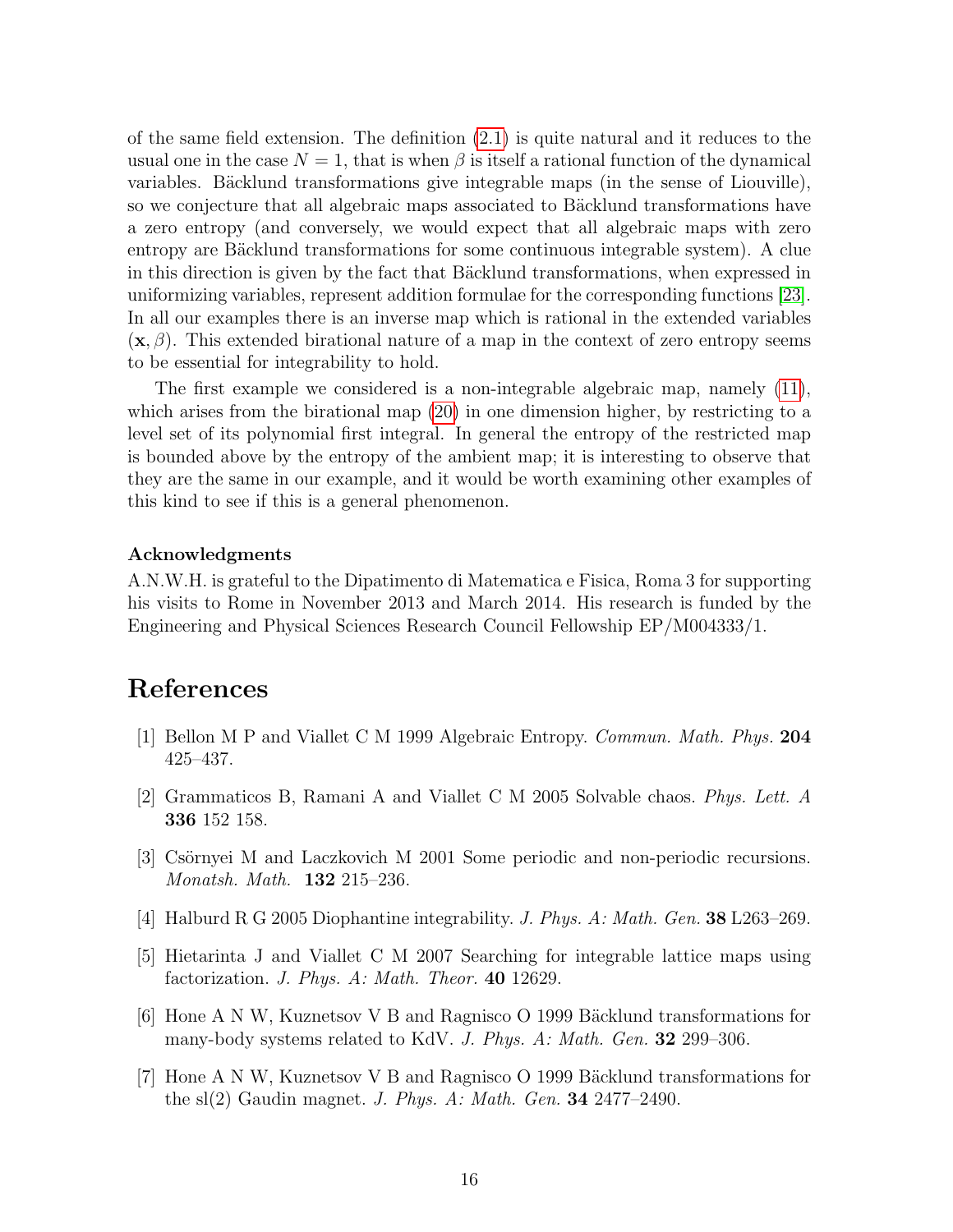of the same field extension. The definition (2.1) is quite natural and it reduces to the usual one in the case $N = 1$, that is when $\beta$ is itself a rational function of the dynamical variables. Bäcklund transformations give integrable maps (in the sense of Liouville), so we conjecture that all algebraic maps associated to Bäcklund transformations have a zero entropy (and conversely, we would expect that all algebraic maps with zero entropy are Bäcklund transformations for some continuous integrable system). A clue in this direction is given by the fact that Bäcklund transformations, when expressed in uniformizing variables, represent addition formulae for the corresponding functions [23]. In all our examples there is an inverse map which is rational in the extended variables $(\mathbf{x}, \beta)$. This extended birational nature of a map in the context of zero entropy seems to be essential for integrability to hold.

The first example we considered is a non-integrable algebraic map, namely (11), which arises from the birational map (20) in one dimension higher, by restricting to a level set of its polynomial first integral. In general the entropy of the restricted map is bounded above by the entropy of the ambient map; it is interesting to observe that they are the same in our example, and it would be worth examining other examples of this kind to see if this is a general phenomenon.

**Acknowledgments**

A.N.W.H. is grateful to the Dipatimento di Matematica e Fisica, Roma 3 for supporting his visits to Rome in November 2013 and March 2014. His research is funded by the Engineering and Physical Sciences Research Council Fellowship EP/M004333/1.

# References

[1] Bellon M P and Viallet C M 1999 Algebraic Entropy. *Commun. Math. Phys.* **204** 425–437.

[2] Grammaticos B, Ramani A and Viallet C M 2005 Solvable chaos. *Phys. Lett. A* **336** 152 158.

[3] Csörnyei M and Laczkovich M 2001 Some periodic and non-periodic recursions. *Monatsh. Math.* **132** 215–236.

[4] Halburd R G 2005 Diophantine integrability. *J. Phys. A: Math. Gen.* **38** L263–269.

[5] Hietarinta J and Viallet C M 2007 Searching for integrable lattice maps using factorization. *J. Phys. A: Math. Theor.* **40** 12629.

[6] Hone A N W, Kuznetsov V B and Ragnisco O 1999 Bäcklund transformations for many-body systems related to KdV. *J. Phys. A: Math. Gen.* **32** 299–306.

[7] Hone A N W, Kuznetsov V B and Ragnisco O 1999 Bäcklund transformations for the sl(2) Gaudin magnet. *J. Phys. A: Math. Gen.* **34** 2477–2490.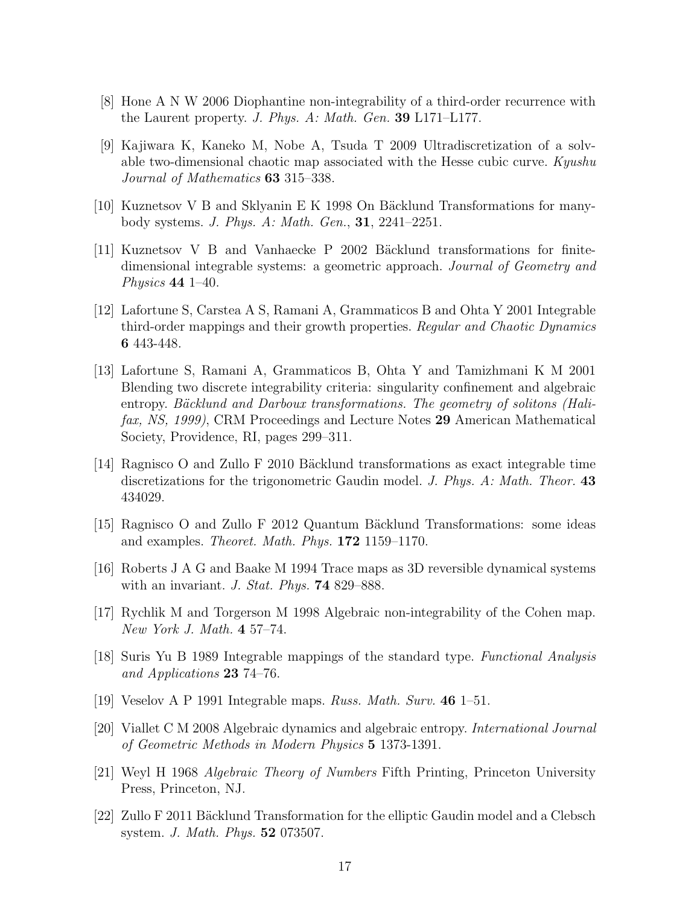[8] Hone A N W 2006 Diophantine non-integrability of a third-order recurrence with the Laurent property. *J. Phys. A: Math. Gen.* **39** L171–L177.

[9] Kajiwara K, Kaneko M, Nobe A, Tsuda T 2009 Ultradiscretization of a solvable two-dimensional chaotic map associated with the Hesse cubic curve. *Kyushu Journal of Mathematics* **63** 315–338.

[10] Kuznetsov V B and Sklyanin E K 1998 On Bäcklund Transformations for many-body systems. *J. Phys. A: Math. Gen.*, **31**, 2241–2251.

[11] Kuznetsov V B and Vanhaecke P 2002 Bäcklund transformations for finite-dimensional integrable systems: a geometric approach. *Journal of Geometry and Physics* **44** 1–40.

[12] Lafortune S, Carstea A S, Ramani A, Grammaticos B and Ohta Y 2001 Integrable third-order mappings and their growth properties. *Regular and Chaotic Dynamics* **6** 443-448.

[13] Lafortune S, Ramani A, Grammaticos B, Ohta Y and Tamizhmani K M 2001 Blending two discrete integrability criteria: singularity confinement and algebraic entropy. *Bäcklund and Darboux transformations. The geometry of solitons (Halifax, NS, 1999)*, CRM Proceedings and Lecture Notes **29** American Mathematical Society, Providence, RI, pages 299–311.

[14] Ragnisco O and Zullo F 2010 Bäcklund transformations as exact integrable time discretizations for the trigonometric Gaudin model. *J. Phys. A: Math. Theor.* **43** 434029.

[15] Ragnisco O and Zullo F 2012 Quantum Bäcklund Transformations: some ideas and examples. *Theoret. Math. Phys.* **172** 1159–1170.

[16] Roberts J A G and Baake M 1994 Trace maps as 3D reversible dynamical systems with an invariant. *J. Stat. Phys.* **74** 829–888.

[17] Rychlik M and Torgerson M 1998 Algebraic non-integrability of the Cohen map. *New York J. Math.* **4** 57–74.

[18] Suris Yu B 1989 Integrable mappings of the standard type. *Functional Analysis and Applications* **23** 74–76.

[19] Veselov A P 1991 Integrable maps. *Russ. Math. Surv.* **46** 1–51.

[20] Viallet C M 2008 Algebraic dynamics and algebraic entropy. *International Journal of Geometric Methods in Modern Physics* **5** 1373-1391.

[21] Weyl H 1968 *Algebraic Theory of Numbers* Fifth Printing, Princeton University Press, Princeton, NJ.

[22] Zullo F 2011 Bäcklund Transformation for the elliptic Gaudin model and a Clebsch system. *J. Math. Phys.* **52** 073507.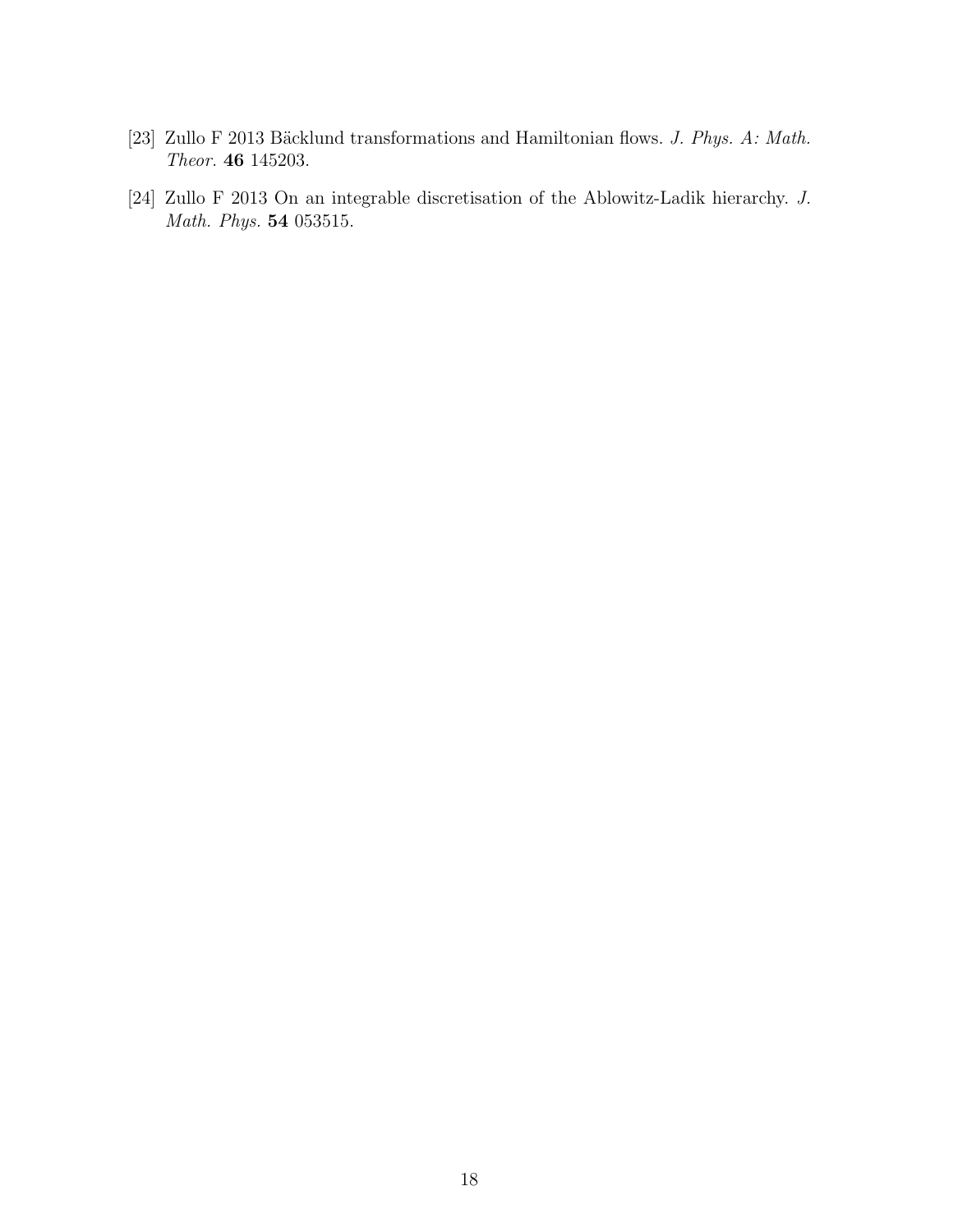[23] Zullo F 2013 Bäcklund transformations and Hamiltonian flows. *J. Phys. A: Math. Theor.* **46** 145203.

[24] Zullo F 2013 On an integrable discretisation of the Ablowitz-Ladik hierarchy. *J. Math. Phys.* **54** 053515.